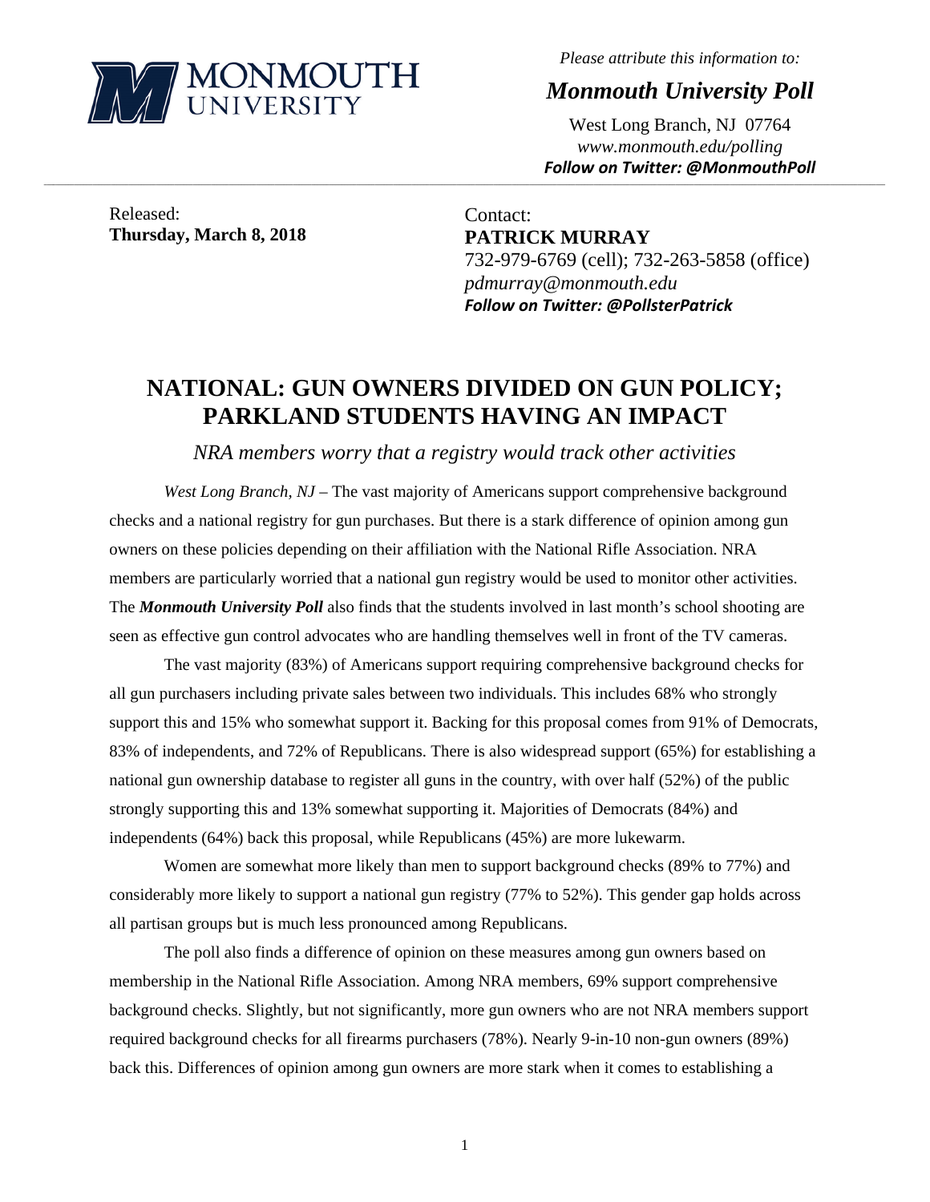Please attribute this information to:

*Monmouth University Poll*

West Long Branch, NJ 07764
*www.monmouth.edu/polling*
***Follow on Twitter: @MonmouthPoll***

Released:
**Thursday, March 8, 2018**

Contact:
**PATRICK MURRAY**
732-979-6769 (cell); 732-263-5858 (office)
*pdmurray@monmouth.edu*
***Follow on Twitter: @PollsterPatrick***

# NATIONAL: GUN OWNERS DIVIDED ON GUN POLICY; PARKLAND STUDENTS HAVING AN IMPACT

*NRA members worry that a registry would track other activities*

*West Long Branch, NJ* – The vast majority of Americans support comprehensive background checks and a national registry for gun purchases. But there is a stark difference of opinion among gun owners on these policies depending on their affiliation with the National Rifle Association. NRA members are particularly worried that a national gun registry would be used to monitor other activities. The ***Monmouth University Poll*** also finds that the students involved in last month's school shooting are seen as effective gun control advocates who are handling themselves well in front of the TV cameras.

The vast majority (83%) of Americans support requiring comprehensive background checks for all gun purchasers including private sales between two individuals. This includes 68% who strongly support this and 15% who somewhat support it. Backing for this proposal comes from 91% of Democrats, 83% of independents, and 72% of Republicans. There is also widespread support (65%) for establishing a national gun ownership database to register all guns in the country, with over half (52%) of the public strongly supporting this and 13% somewhat supporting it. Majorities of Democrats (84%) and independents (64%) back this proposal, while Republicans (45%) are more lukewarm.

Women are somewhat more likely than men to support background checks (89% to 77%) and considerably more likely to support a national gun registry (77% to 52%). This gender gap holds across all partisan groups but is much less pronounced among Republicans.

The poll also finds a difference of opinion on these measures among gun owners based on membership in the National Rifle Association. Among NRA members, 69% support comprehensive background checks. Slightly, but not significantly, more gun owners who are not NRA members support required background checks for all firearms purchasers (78%). Nearly 9-in-10 non-gun owners (89%) back this. Differences of opinion among gun owners are more stark when it comes to establishing a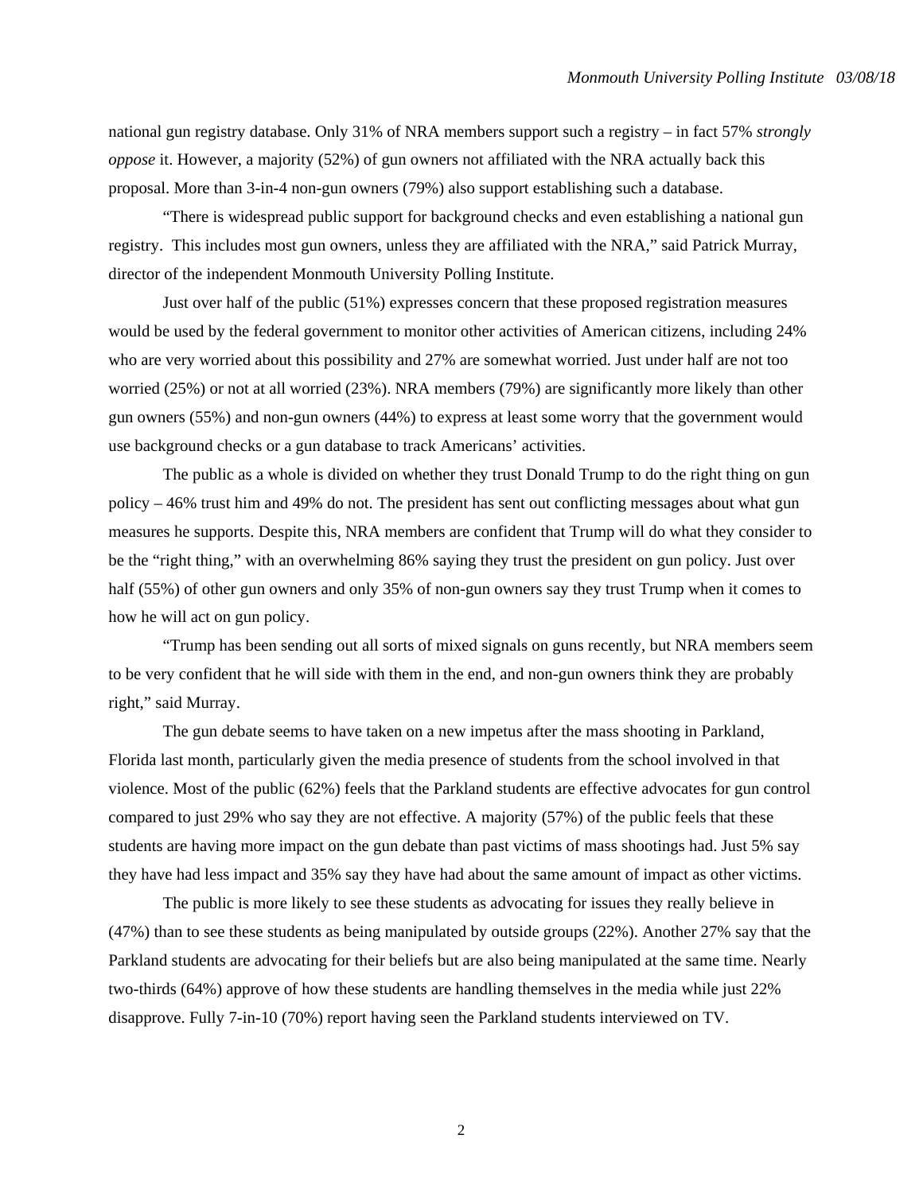national gun registry database. Only 31% of NRA members support such a registry – in fact 57% *strongly oppose* it. However, a majority (52%) of gun owners not affiliated with the NRA actually back this proposal. More than 3-in-4 non-gun owners (79%) also support establishing such a database.

"There is widespread public support for background checks and even establishing a national gun registry. This includes most gun owners, unless they are affiliated with the NRA," said Patrick Murray, director of the independent Monmouth University Polling Institute.

Just over half of the public (51%) expresses concern that these proposed registration measures would be used by the federal government to monitor other activities of American citizens, including 24% who are very worried about this possibility and 27% are somewhat worried. Just under half are not too worried (25%) or not at all worried (23%). NRA members (79%) are significantly more likely than other gun owners (55%) and non-gun owners (44%) to express at least some worry that the government would use background checks or a gun database to track Americans' activities.

The public as a whole is divided on whether they trust Donald Trump to do the right thing on gun policy – 46% trust him and 49% do not. The president has sent out conflicting messages about what gun measures he supports. Despite this, NRA members are confident that Trump will do what they consider to be the "right thing," with an overwhelming 86% saying they trust the president on gun policy. Just over half (55%) of other gun owners and only 35% of non-gun owners say they trust Trump when it comes to how he will act on gun policy.

"Trump has been sending out all sorts of mixed signals on guns recently, but NRA members seem to be very confident that he will side with them in the end, and non-gun owners think they are probably right," said Murray.

The gun debate seems to have taken on a new impetus after the mass shooting in Parkland, Florida last month, particularly given the media presence of students from the school involved in that violence. Most of the public (62%) feels that the Parkland students are effective advocates for gun control compared to just 29% who say they are not effective. A majority (57%) of the public feels that these students are having more impact on the gun debate than past victims of mass shootings had. Just 5% say they have had less impact and 35% say they have had about the same amount of impact as other victims.

The public is more likely to see these students as advocating for issues they really believe in (47%) than to see these students as being manipulated by outside groups (22%). Another 27% say that the Parkland students are advocating for their beliefs but are also being manipulated at the same time. Nearly two-thirds (64%) approve of how these students are handling themselves in the media while just 22% disapprove. Fully 7-in-10 (70%) report having seen the Parkland students interviewed on TV.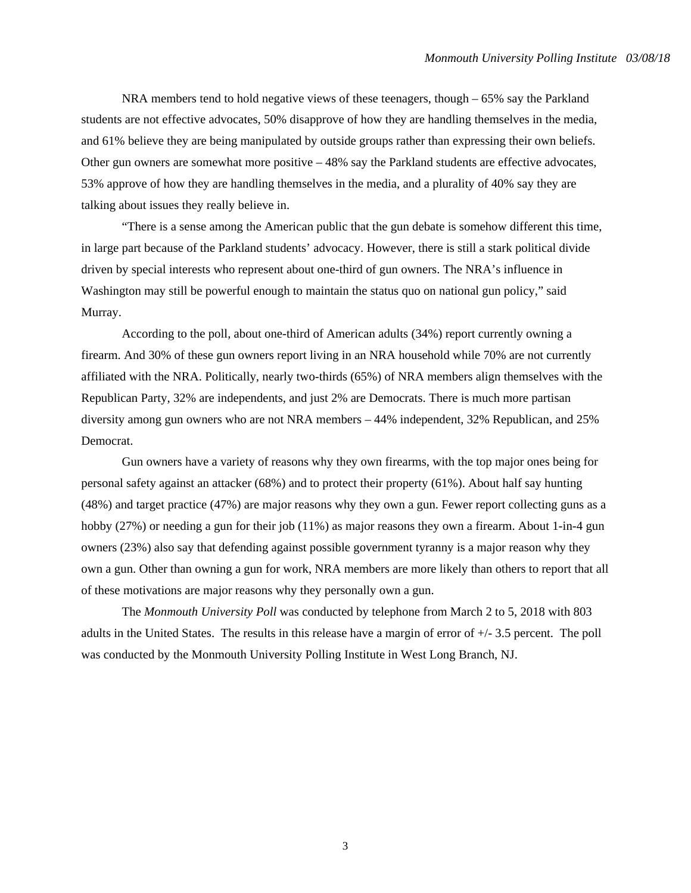NRA members tend to hold negative views of these teenagers, though – 65% say the Parkland students are not effective advocates, 50% disapprove of how they are handling themselves in the media, and 61% believe they are being manipulated by outside groups rather than expressing their own beliefs. Other gun owners are somewhat more positive – 48% say the Parkland students are effective advocates, 53% approve of how they are handling themselves in the media, and a plurality of 40% say they are talking about issues they really believe in.

"There is a sense among the American public that the gun debate is somehow different this time, in large part because of the Parkland students' advocacy. However, there is still a stark political divide driven by special interests who represent about one-third of gun owners. The NRA's influence in Washington may still be powerful enough to maintain the status quo on national gun policy," said Murray.

According to the poll, about one-third of American adults (34%) report currently owning a firearm. And 30% of these gun owners report living in an NRA household while 70% are not currently affiliated with the NRA. Politically, nearly two-thirds (65%) of NRA members align themselves with the Republican Party, 32% are independents, and just 2% are Democrats. There is much more partisan diversity among gun owners who are not NRA members – 44% independent, 32% Republican, and 25% Democrat.

Gun owners have a variety of reasons why they own firearms, with the top major ones being for personal safety against an attacker (68%) and to protect their property (61%). About half say hunting (48%) and target practice (47%) are major reasons why they own a gun. Fewer report collecting guns as a hobby (27%) or needing a gun for their job (11%) as major reasons they own a firearm. About 1-in-4 gun owners (23%) also say that defending against possible government tyranny is a major reason why they own a gun. Other than owning a gun for work, NRA members are more likely than others to report that all of these motivations are major reasons why they personally own a gun.

The *Monmouth University Poll* was conducted by telephone from March 2 to 5, 2018 with 803 adults in the United States. The results in this release have a margin of error of +/- 3.5 percent. The poll was conducted by the Monmouth University Polling Institute in West Long Branch, NJ.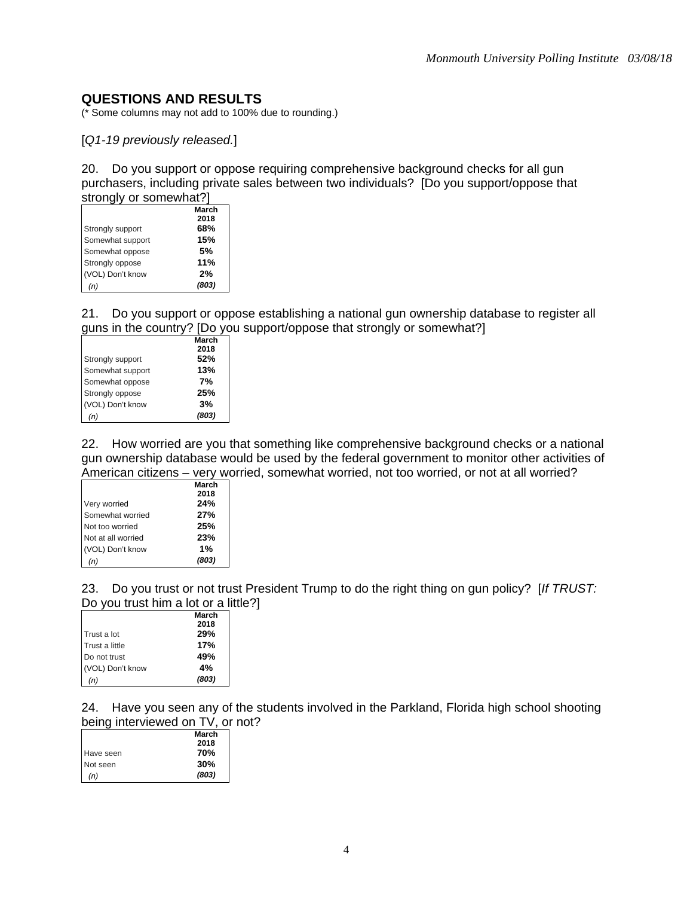## QUESTIONS AND RESULTS

(* Some columns may not add to 100% due to rounding.)

[*Q1-19 previously released.*]

20. Do you support or oppose requiring comprehensive background checks for all gun purchasers, including private sales between two individuals? [Do you support/oppose that strongly or somewhat?]

| | March 2018 |
|---|---|
| Strongly support | **68%** |
| Somewhat support | **15%** |
| Somewhat oppose | **5%** |
| Strongly oppose | **11%** |
| (VOL) Don't know | **2%** |
| *(n)* | ***(803)*** |

21. Do you support or oppose establishing a national gun ownership database to register all guns in the country? [Do you support/oppose that strongly or somewhat?]

| | March 2018 |
|---|---|
| Strongly support | **52%** |
| Somewhat support | **13%** |
| Somewhat oppose | **7%** |
| Strongly oppose | **25%** |
| (VOL) Don't know | **3%** |
| *(n)* | ***(803)*** |

22. How worried are you that something like comprehensive background checks or a national gun ownership database would be used by the federal government to monitor other activities of American citizens – very worried, somewhat worried, not too worried, or not at all worried?

| | March 2018 |
|---|---|
| Very worried | **24%** |
| Somewhat worried | **27%** |
| Not too worried | **25%** |
| Not at all worried | **23%** |
| (VOL) Don't know | **1%** |
| *(n)* | ***(803)*** |

23. Do you trust or not trust President Trump to do the right thing on gun policy? [*If TRUST:* Do you trust him a lot or a little?]

| | March 2018 |
|---|---|
| Trust a lot | **29%** |
| Trust a little | **17%** |
| Do not trust | **49%** |
| (VOL) Don't know | **4%** |
| *(n)* | ***(803)*** |

24. Have you seen any of the students involved in the Parkland, Florida high school shooting being interviewed on TV, or not?

| | March 2018 |
|---|---|
| Have seen | **70%** |
| Not seen | **30%** |
| *(n)* | ***(803)*** |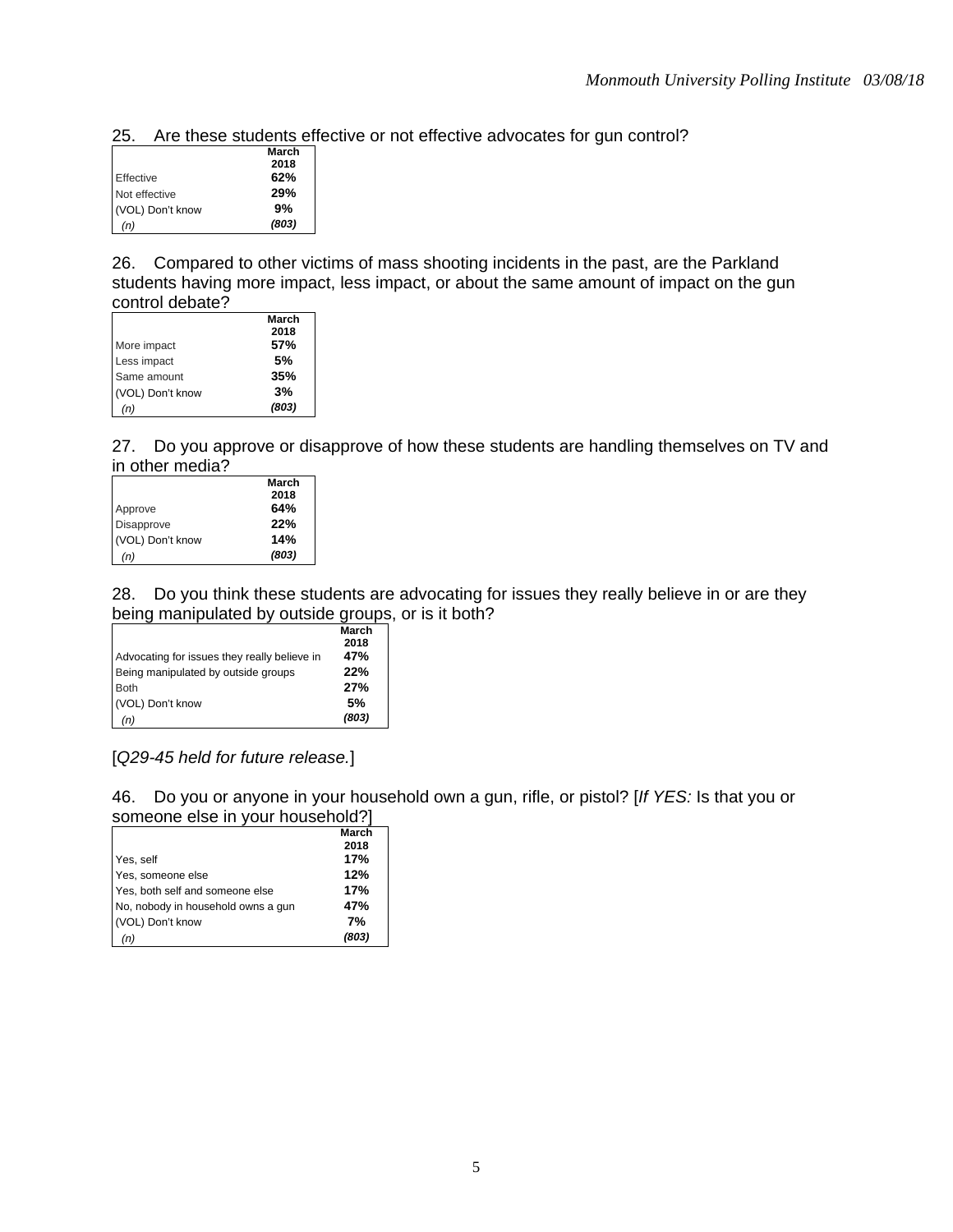25. Are these students effective or not effective advocates for gun control?

| | March 2018 |
|---|---|
| Effective | 62% |
| Not effective | 29% |
| (VOL) Don't know | 9% |
| *(n)* | *(803)* |

26. Compared to other victims of mass shooting incidents in the past, are the Parkland students having more impact, less impact, or about the same amount of impact on the gun control debate?

| | March 2018 |
|---|---|
| More impact | 57% |
| Less impact | 5% |
| Same amount | 35% |
| (VOL) Don't know | 3% |
| *(n)* | *(803)* |

27. Do you approve or disapprove of how these students are handling themselves on TV and in other media?

| | March 2018 |
|---|---|
| Approve | 64% |
| Disapprove | 22% |
| (VOL) Don't know | 14% |
| *(n)* | *(803)* |

28. Do you think these students are advocating for issues they really believe in or are they being manipulated by outside groups, or is it both?

| | March 2018 |
|---|---|
| Advocating for issues they really believe in | 47% |
| Being manipulated by outside groups | 22% |
| Both | 27% |
| (VOL) Don't know | 5% |
| *(n)* | *(803)* |

[*Q29-45 held for future release.*]

46. Do you or anyone in your household own a gun, rifle, or pistol? [*If YES:* Is that you or someone else in your household?]

| | March 2018 |
|---|---|
| Yes, self | 17% |
| Yes, someone else | 12% |
| Yes, both self and someone else | 17% |
| No, nobody in household owns a gun | 47% |
| (VOL) Don't know | 7% |
| *(n)* | *(803)* |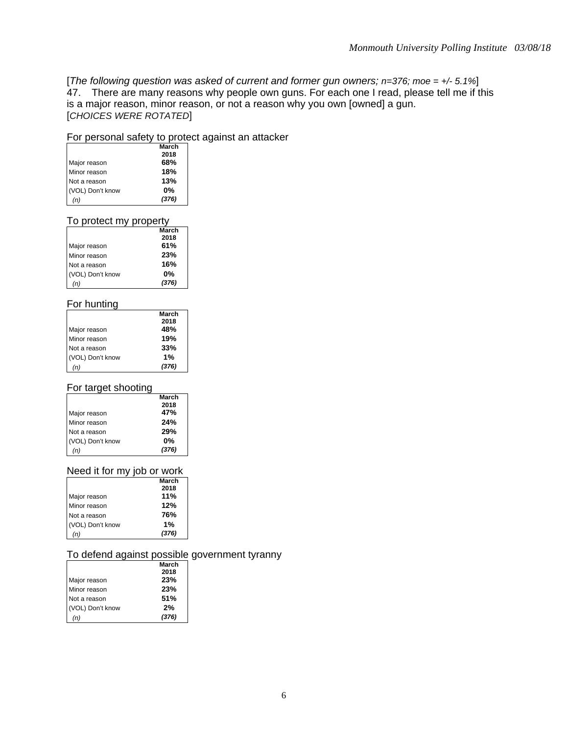[*The following question was asked of current and former gun owners; n=376; moe = +/- 5.1%*]
47. There are many reasons why people own guns. For each one I read, please tell me if this is a major reason, minor reason, or not a reason why you own [owned] a gun.
[*CHOICES WERE ROTATED*]

For personal safety to protect against an attacker

| | March 2018 |
|---|---|
| Major reason | **68%** |
| Minor reason | **18%** |
| Not a reason | **13%** |
| (VOL) Don't know | **0%** |
| *(n)* | ***(376)*** |

To protect my property

| | March 2018 |
|---|---|
| Major reason | **61%** |
| Minor reason | **23%** |
| Not a reason | **16%** |
| (VOL) Don't know | **0%** |
| *(n)* | ***(376)*** |

For hunting

| | March 2018 |
|---|---|
| Major reason | **48%** |
| Minor reason | **19%** |
| Not a reason | **33%** |
| (VOL) Don't know | **1%** |
| *(n)* | ***(376)*** |

For target shooting

| | March 2018 |
|---|---|
| Major reason | **47%** |
| Minor reason | **24%** |
| Not a reason | **29%** |
| (VOL) Don't know | **0%** |
| *(n)* | ***(376)*** |

Need it for my job or work

| | March 2018 |
|---|---|
| Major reason | **11%** |
| Minor reason | **12%** |
| Not a reason | **76%** |
| (VOL) Don't know | **1%** |
| *(n)* | ***(376)*** |

To defend against possible government tyranny

| | March 2018 |
|---|---|
| Major reason | **23%** |
| Minor reason | **23%** |
| Not a reason | **51%** |
| (VOL) Don't know | **2%** |
| *(n)* | ***(376)*** |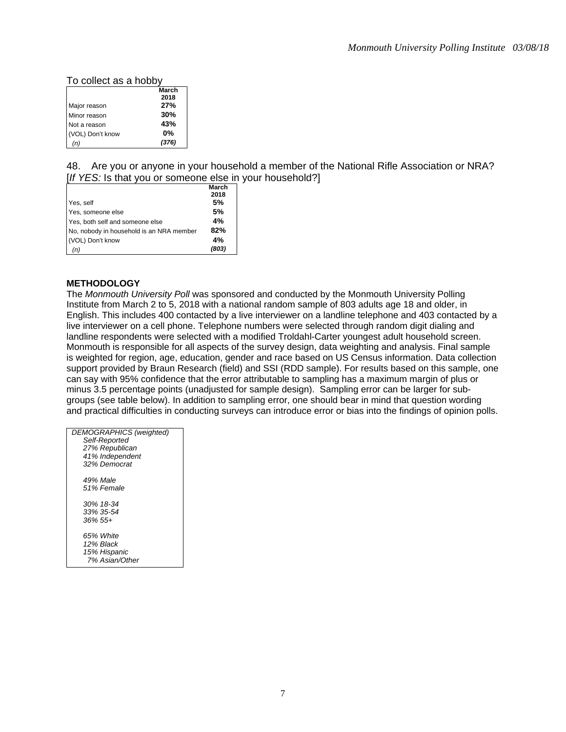To collect as a hobby

| | March 2018 |
|---|---|
| Major reason | **27%** |
| Minor reason | **30%** |
| Not a reason | **43%** |
| (VOL) Don't know | **0%** |
| *(n)* | ***(376)*** |

48. Are you or anyone in your household a member of the National Rifle Association or NRA? [*If YES:* Is that you or someone else in your household?]

| | March 2018 |
|---|---|
| Yes, self | **5%** |
| Yes, someone else | **5%** |
| Yes, both self and someone else | **4%** |
| No, nobody in household is an NRA member | **82%** |
| (VOL) Don't know | **4%** |
| *(n)* | ***(803)*** |

**METHODOLOGY**

The *Monmouth University Poll* was sponsored and conducted by the Monmouth University Polling Institute from March 2 to 5, 2018 with a national random sample of 803 adults age 18 and older, in English. This includes 400 contacted by a live interviewer on a landline telephone and 403 contacted by a live interviewer on a cell phone. Telephone numbers were selected through random digit dialing and landline respondents were selected with a modified Troldahl-Carter youngest adult household screen. Monmouth is responsible for all aspects of the survey design, data weighting and analysis. Final sample is weighted for region, age, education, gender and race based on US Census information. Data collection support provided by Braun Research (field) and SSI (RDD sample). For results based on this sample, one can say with 95% confidence that the error attributable to sampling has a maximum margin of plus or minus 3.5 percentage points (unadjusted for sample design). Sampling error can be larger for sub-groups (see table below). In addition to sampling error, one should bear in mind that question wording and practical difficulties in conducting surveys can introduce error or bias into the findings of opinion polls.

*DEMOGRAPHICS (weighted)*

*Self-Reported*
*27% Republican*
*41% Independent*
*32% Democrat*

*49% Male*
*51% Female*

*30% 18-34*
*33% 35-54*
*36% 55+*

*65% White*
*12% Black*
*15% Hispanic*
*7% Asian/Other*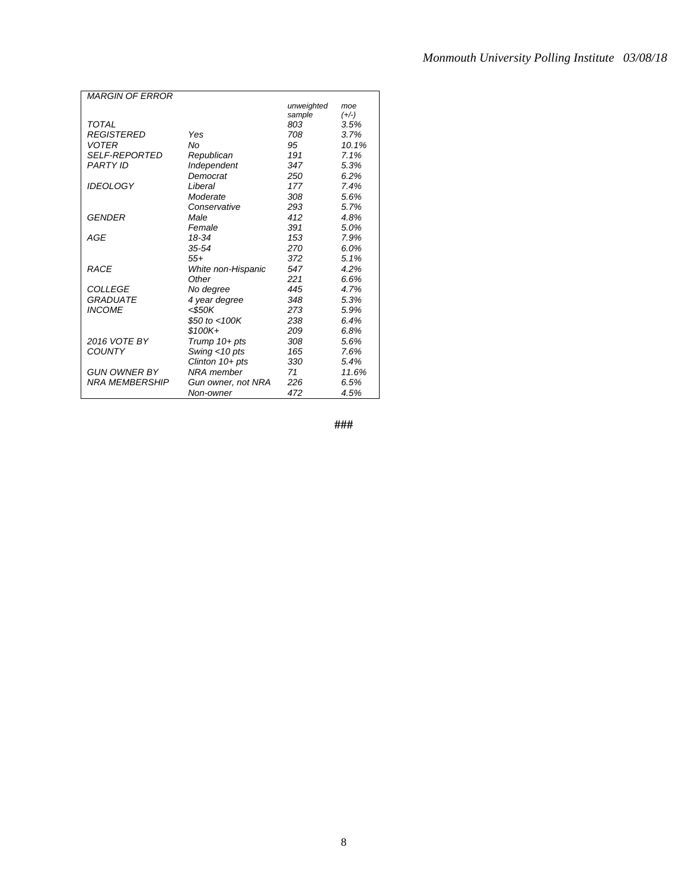| MARGIN OF ERROR | | unweighted sample | moe (+/-) |
|---|---|---|---|
| TOTAL | | 803 | 3.5% |
| REGISTERED | Yes | 708 | 3.7% |
| VOTER | No | 95 | 10.1% |
| SELF-REPORTED | Republican | 191 | 7.1% |
| PARTY ID | Independent | 347 | 5.3% |
| | Democrat | 250 | 6.2% |
| IDEOLOGY | Liberal | 177 | 7.4% |
| | Moderate | 308 | 5.6% |
| | Conservative | 293 | 5.7% |
| GENDER | Male | 412 | 4.8% |
| | Female | 391 | 5.0% |
| AGE | 18-34 | 153 | 7.9% |
| | 35-54 | 270 | 6.0% |
| | 55+ | 372 | 5.1% |
| RACE | White non-Hispanic | 547 | 4.2% |
| | Other | 221 | 6.6% |
| COLLEGE | No degree | 445 | 4.7% |
| GRADUATE | 4 year degree | 348 | 5.3% |
| INCOME | <$50K | 273 | 5.9% |
| | $50 to <100K | 238 | 6.4% |
| | $100K+ | 209 | 6.8% |
| 2016 VOTE BY | Trump 10+ pts | 308 | 5.6% |
| COUNTY | Swing <10 pts | 165 | 7.6% |
| | Clinton 10+ pts | 330 | 5.4% |
| GUN OWNER BY | NRA member | 71 | 11.6% |
| NRA MEMBERSHIP | Gun owner, not NRA | 226 | 6.5% |
| | Non-owner | 472 | 4.5% |

###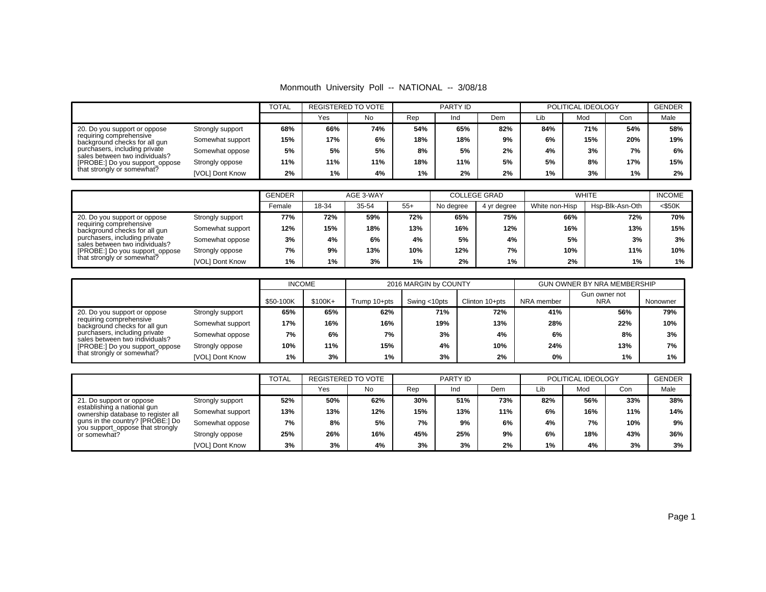Monmouth University Poll -- NATIONAL -- 3/08/18

| | | TOTAL | REGISTERED TO VOTE | | PARTY ID | | | POLITICAL IDEOLOGY | | | GENDER |
|---|---|---|---|---|---|---|---|---|---|---|---|
| | | | Yes | No | Rep | Ind | Dem | Lib | Mod | Con | Male |
| 20. Do you support or oppose requiring comprehensive background checks for all gun purchasers, including private sales between two individuals? [PROBE:] Do you support_oppose that strongly or somewhat? | Strongly support | **68%** | **66%** | **74%** | **54%** | **65%** | **82%** | **84%** | **71%** | **54%** | **58%** |
| | Somewhat support | **15%** | **17%** | **6%** | **18%** | **18%** | **9%** | **6%** | **15%** | **20%** | **19%** |
| | Somewhat oppose | **5%** | **5%** | **5%** | **8%** | **5%** | **2%** | **4%** | **3%** | **7%** | **6%** |
| | Strongly oppose | **11%** | **11%** | **11%** | **18%** | **11%** | **5%** | **5%** | **8%** | **17%** | **15%** |
| | [VOL] Dont Know | **2%** | **1%** | **4%** | **1%** | **2%** | **2%** | **1%** | **3%** | **1%** | **2%** |

| | | GENDER | AGE 3-WAY | | | COLLEGE GRAD | | WHITE | | INCOME |
|---|---|---|---|---|---|---|---|---|---|---|
| | | Female | 18-34 | 35-54 | 55+ | No degree | 4 yr degree | White non-Hisp | Hsp-Blk-Asn-Oth | <$50K |
| 20. Do you support or oppose requiring comprehensive background checks for all gun purchasers, including private sales between two individuals? [PROBE:] Do you support_oppose that strongly or somewhat? | Strongly support | **77%** | **72%** | **59%** | **72%** | **65%** | **75%** | **66%** | **72%** | **70%** |
| | Somewhat support | **12%** | **15%** | **18%** | **13%** | **16%** | **12%** | **16%** | **13%** | **15%** |
| | Somewhat oppose | **3%** | **4%** | **6%** | **4%** | **5%** | **4%** | **5%** | **3%** | **3%** |
| | Strongly oppose | **7%** | **9%** | **13%** | **10%** | **12%** | **7%** | **10%** | **11%** | **10%** |
| | [VOL] Dont Know | **1%** | **1%** | **3%** | **1%** | **2%** | **1%** | **2%** | **1%** | **1%** |

| | | INCOME | | 2016 MARGIN by COUNTY | | | GUN OWNER BY NRA MEMBERSHIP | | |
|---|---|---|---|---|---|---|---|---|---|
| | | $50-100K | $100K+ | Trump 10+pts | Swing <10pts | Clinton 10+pts | NRA member | Gun owner not NRA | Nonowner |
| 20. Do you support or oppose requiring comprehensive background checks for all gun purchasers, including private sales between two individuals? [PROBE:] Do you support_oppose that strongly or somewhat? | Strongly support | **65%** | **65%** | **62%** | **71%** | **72%** | **41%** | **56%** | **79%** |
| | Somewhat support | **17%** | **16%** | **16%** | **19%** | **13%** | **28%** | **22%** | **10%** |
| | Somewhat oppose | **7%** | **6%** | **7%** | **3%** | **4%** | **6%** | **8%** | **3%** |
| | Strongly oppose | **10%** | **11%** | **15%** | **4%** | **10%** | **24%** | **13%** | **7%** |
| | [VOL] Dont Know | **1%** | **3%** | **1%** | **3%** | **2%** | **0%** | **1%** | **1%** |

| | | TOTAL | REGISTERED TO VOTE | | PARTY ID | | | POLITICAL IDEOLOGY | | | GENDER |
|---|---|---|---|---|---|---|---|---|---|---|---|
| | | | Yes | No | Rep | Ind | Dem | Lib | Mod | Con | Male |
| 21. Do support or oppose establishing a national gun ownership database to register all guns in the country? [PROBE:] Do you support_oppose that strongly or somewhat? | Strongly support | **52%** | **50%** | **62%** | **30%** | **51%** | **73%** | **82%** | **56%** | **33%** | **38%** |
| | Somewhat support | **13%** | **13%** | **12%** | **15%** | **13%** | **11%** | **6%** | **16%** | **11%** | **14%** |
| | Somewhat oppose | **7%** | **8%** | **5%** | **7%** | **9%** | **6%** | **4%** | **7%** | **10%** | **9%** |
| | Strongly oppose | **25%** | **26%** | **16%** | **45%** | **25%** | **9%** | **6%** | **18%** | **43%** | **36%** |
| | [VOL] Dont Know | **3%** | **3%** | **4%** | **3%** | **3%** | **2%** | **1%** | **4%** | **3%** | **3%** |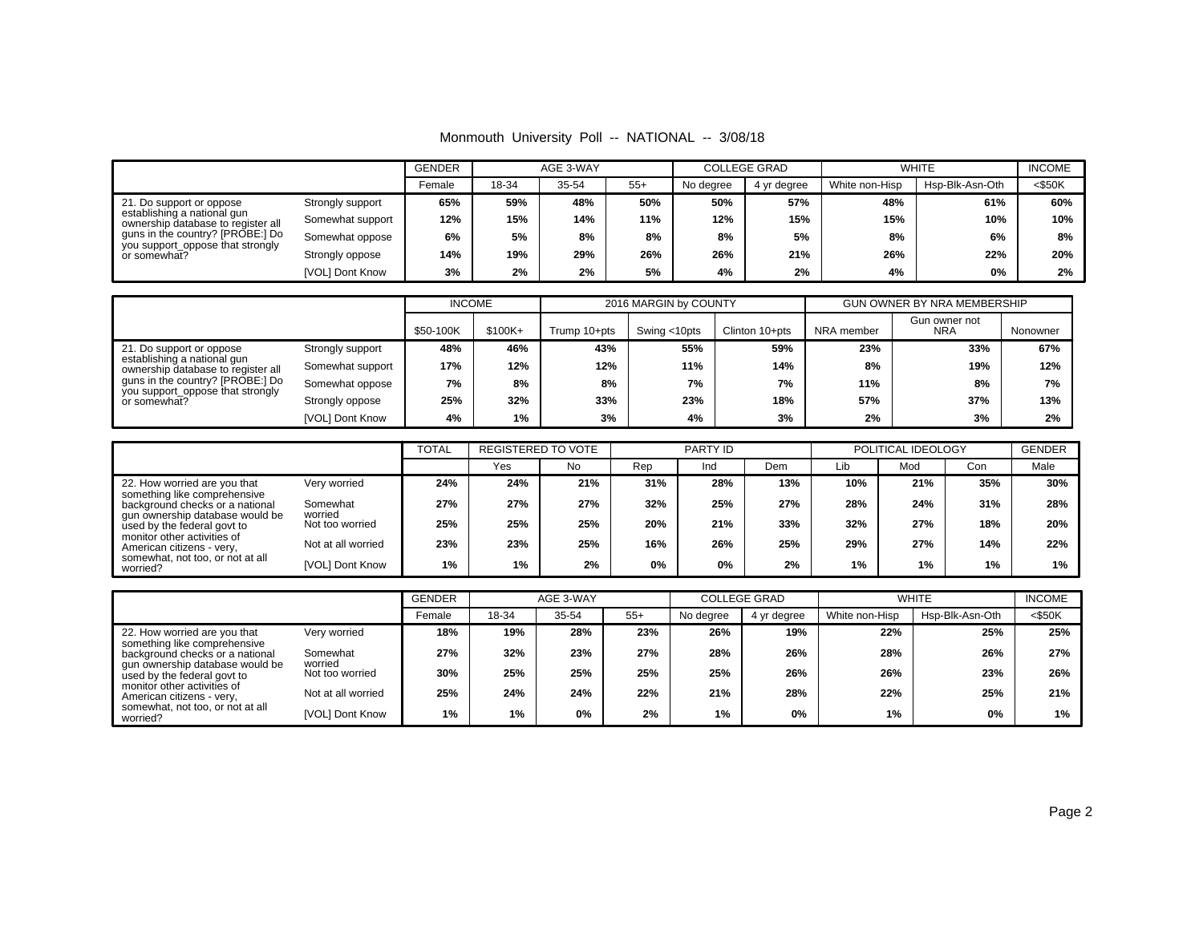Monmouth University Poll -- NATIONAL -- 3/08/18

| | | GENDER | AGE 3-WAY | | | COLLEGE GRAD | | WHITE | | INCOME |
|---|---|---|---|---|---|---|---|---|---|---|
| | | Female | 18-34 | 35-54 | 55+ | No degree | 4 yr degree | White non-Hisp | Hsp-Blk-Asn-Oth | <$50K |
| 21. Do support or oppose establishing a national gun ownership database to register all guns in the country? [PROBE:] Do you support_oppose that strongly or somewhat? | Strongly support | 65% | 59% | 48% | 50% | 50% | 57% | 48% | 61% | 60% |
| | Somewhat support | 12% | 15% | 14% | 11% | 12% | 15% | 15% | 10% | 10% |
| | Somewhat oppose | 6% | 5% | 8% | 8% | 8% | 5% | 8% | 6% | 8% |
| | Strongly oppose | 14% | 19% | 29% | 26% | 26% | 21% | 26% | 22% | 20% |
| | [VOL] Dont Know | 3% | 2% | 2% | 5% | 4% | 2% | 4% | 0% | 2% |

| | | INCOME | | 2016 MARGIN by COUNTY | | | GUN OWNER BY NRA MEMBERSHIP | | |
|---|---|---|---|---|---|---|---|---|---|
| | | $50-100K | $100K+ | Trump 10+pts | Swing <10pts | Clinton 10+pts | NRA member | Gun owner not NRA | Nonowner |
| 21. Do support or oppose establishing a national gun ownership database to register all guns in the country? [PROBE:] Do you support_oppose that strongly or somewhat? | Strongly support | 48% | 46% | 43% | 55% | 59% | 23% | 33% | 67% |
| | Somewhat support | 17% | 12% | 12% | 11% | 14% | 8% | 19% | 12% |
| | Somewhat oppose | 7% | 8% | 8% | 7% | 7% | 11% | 8% | 7% |
| | Strongly oppose | 25% | 32% | 33% | 23% | 18% | 57% | 37% | 13% |
| | [VOL] Dont Know | 4% | 1% | 3% | 4% | 3% | 2% | 3% | 2% |

| | | TOTAL | REGISTERED TO VOTE | | PARTY ID | | | POLITICAL IDEOLOGY | | | GENDER |
|---|---|---|---|---|---|---|---|---|---|---|---|
| | | | Yes | No | Rep | Ind | Dem | Lib | Mod | Con | Male |
| 22. How worried are you that something like comprehensive background checks or a national gun ownership database would be used by the federal govt to monitor other activities of American citizens - very, somewhat, not too, or not at all worried? | Very worried | 24% | 24% | 21% | 31% | 28% | 13% | 10% | 21% | 35% | 30% |
| | Somewhat worried | 27% | 27% | 27% | 32% | 25% | 27% | 28% | 24% | 31% | 28% |
| | Not too worried | 25% | 25% | 25% | 20% | 21% | 33% | 32% | 27% | 18% | 20% |
| | Not at all worried | 23% | 23% | 25% | 16% | 26% | 25% | 29% | 27% | 14% | 22% |
| | [VOL] Dont Know | 1% | 1% | 2% | 0% | 0% | 2% | 1% | 1% | 1% | 1% |

| | | GENDER | AGE 3-WAY | | | COLLEGE GRAD | | WHITE | | INCOME |
|---|---|---|---|---|---|---|---|---|---|---|
| | | Female | 18-34 | 35-54 | 55+ | No degree | 4 yr degree | White non-Hisp | Hsp-Blk-Asn-Oth | <$50K |
| 22. How worried are you that something like comprehensive background checks or a national gun ownership database would be used by the federal govt to monitor other activities of American citizens - very, somewhat, not too, or not at all worried? | Very worried | 18% | 19% | 28% | 23% | 26% | 19% | 22% | 25% | 25% |
| | Somewhat worried | 27% | 32% | 23% | 27% | 28% | 26% | 28% | 26% | 27% |
| | Not too worried | 30% | 25% | 25% | 25% | 25% | 26% | 26% | 23% | 26% |
| | Not at all worried | 25% | 24% | 24% | 22% | 21% | 28% | 22% | 25% | 21% |
| | [VOL] Dont Know | 1% | 1% | 0% | 2% | 1% | 0% | 1% | 0% | 1% |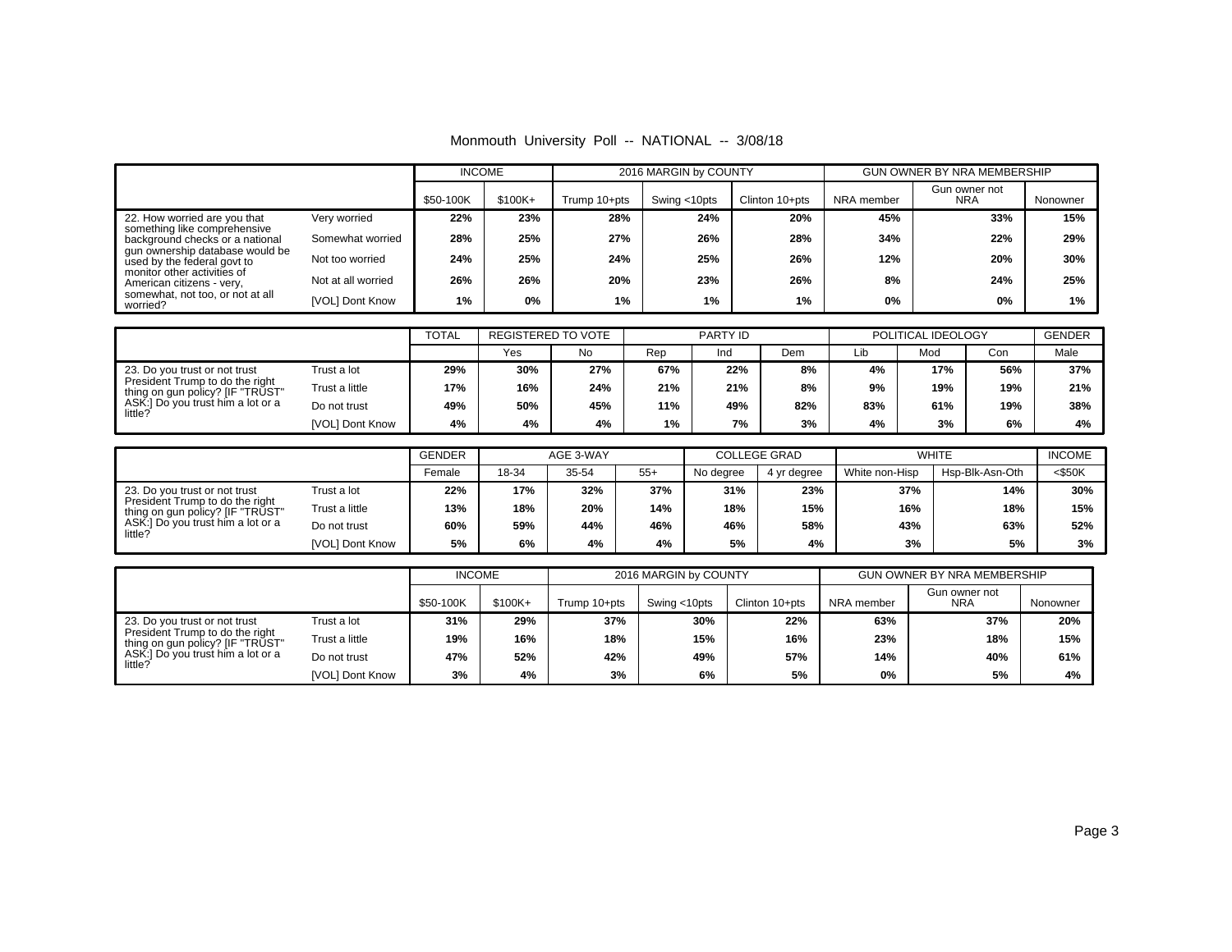Monmouth University Poll -- NATIONAL -- 3/08/18

| | | INCOME | | 2016 MARGIN by COUNTY | | | GUN OWNER BY NRA MEMBERSHIP | | |
|---|---|---|---|---|---|---|---|---|---|
| | | $50-100K | $100K+ | Trump 10+pts | Swing <10pts | Clinton 10+pts | NRA member | Gun owner not NRA | Nonowner |
| 22. How worried are you that something like comprehensive background checks or a national gun ownership database would be used by the federal govt to monitor other activities of American citizens - very, somewhat, not too, or not at all worried? | Very worried | 22% | 23% | 28% | 24% | 20% | 45% | 33% | 15% |
| | Somewhat worried | 28% | 25% | 27% | 26% | 28% | 34% | 22% | 29% |
| | Not too worried | 24% | 25% | 24% | 25% | 26% | 12% | 20% | 30% |
| | Not at all worried | 26% | 26% | 20% | 23% | 26% | 8% | 24% | 25% |
| | [VOL] Dont Know | 1% | 0% | 1% | 1% | 1% | 0% | 0% | 1% |

| | | TOTAL | REGISTERED TO VOTE | | PARTY ID | | | POLITICAL IDEOLOGY | | | GENDER |
|---|---|---|---|---|---|---|---|---|---|---|---|
| | | | Yes | No | Rep | Ind | Dem | Lib | Mod | Con | Male |
| 23. Do you trust or not trust President Trump to do the right thing on gun policy? [IF "TRUST" ASK:] Do you trust him a lot or a little? | Trust a lot | 29% | 30% | 27% | 67% | 22% | 8% | 4% | 17% | 56% | 37% |
| | Trust a little | 17% | 16% | 24% | 21% | 21% | 8% | 9% | 19% | 19% | 21% |
| | Do not trust | 49% | 50% | 45% | 11% | 49% | 82% | 83% | 61% | 19% | 38% |
| | [VOL] Dont Know | 4% | 4% | 4% | 1% | 7% | 3% | 4% | 3% | 6% | 4% |

| | | GENDER | AGE 3-WAY | | | COLLEGE GRAD | | WHITE | | INCOME |
|---|---|---|---|---|---|---|---|---|---|---|
| | | Female | 18-34 | 35-54 | 55+ | No degree | 4 yr degree | White non-Hisp | Hsp-Blk-Asn-Oth | <$50K |
| 23. Do you trust or not trust President Trump to do the right thing on gun policy? [IF "TRUST" ASK:] Do you trust him a lot or a little? | Trust a lot | 22% | 17% | 32% | 37% | 31% | 23% | 37% | 14% | 30% |
| | Trust a little | 13% | 18% | 20% | 14% | 18% | 15% | 16% | 18% | 15% |
| | Do not trust | 60% | 59% | 44% | 46% | 46% | 58% | 43% | 63% | 52% |
| | [VOL] Dont Know | 5% | 6% | 4% | 4% | 5% | 4% | 3% | 5% | 3% |

| | | INCOME | | 2016 MARGIN by COUNTY | | | GUN OWNER BY NRA MEMBERSHIP | | |
|---|---|---|---|---|---|---|---|---|---|
| | | $50-100K | $100K+ | Trump 10+pts | Swing <10pts | Clinton 10+pts | NRA member | Gun owner not NRA | Nonowner |
| 23. Do you trust or not trust President Trump to do the right thing on gun policy? [IF "TRUST" ASK:] Do you trust him a lot or a little? | Trust a lot | 31% | 29% | 37% | 30% | 22% | 63% | 37% | 20% |
| | Trust a little | 19% | 16% | 18% | 15% | 16% | 23% | 18% | 15% |
| | Do not trust | 47% | 52% | 42% | 49% | 57% | 14% | 40% | 61% |
| | [VOL] Dont Know | 3% | 4% | 3% | 6% | 5% | 0% | 5% | 4% |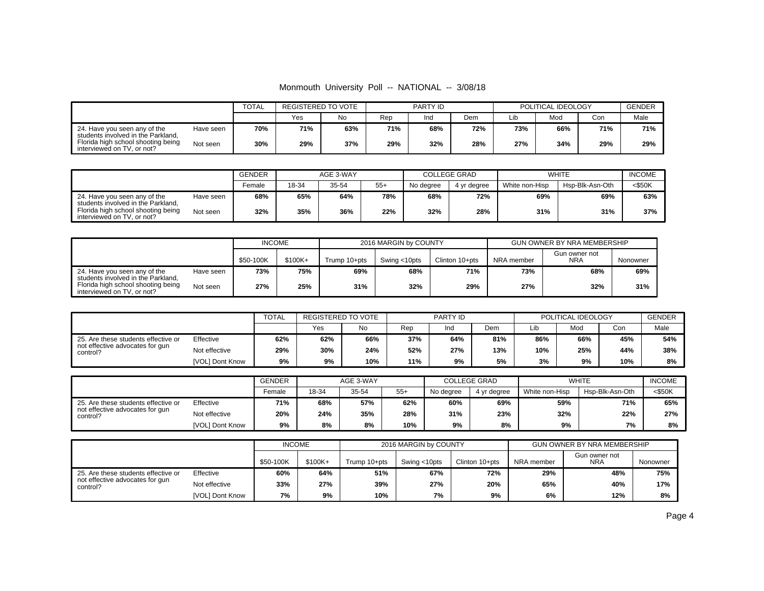Monmouth University Poll -- NATIONAL -- 3/08/18

| | | TOTAL | REGISTERED TO VOTE | | PARTY ID | | | POLITICAL IDEOLOGY | | | GENDER |
|---|---|---|---|---|---|---|---|---|---|---|---|
| | | | Yes | No | Rep | Ind | Dem | Lib | Mod | Con | Male |
| 24. Have you seen any of the students involved in the Parkland, Florida high school shooting being interviewed on TV, or not? | Have seen | 70% | 71% | 63% | 71% | 68% | 72% | 73% | 66% | 71% | 71% |
| | Not seen | 30% | 29% | 37% | 29% | 32% | 28% | 27% | 34% | 29% | 29% |

| | | GENDER | AGE 3-WAY | | | COLLEGE GRAD | | WHITE | | INCOME |
|---|---|---|---|---|---|---|---|---|---|---|
| | | Female | 18-34 | 35-54 | 55+ | No degree | 4 yr degree | White non-Hisp | Hsp-Blk-Asn-Oth | <$50K |
| 24. Have you seen any of the students involved in the Parkland, Florida high school shooting being interviewed on TV, or not? | Have seen | 68% | 65% | 64% | 78% | 68% | 72% | 69% | 69% | 63% |
| | Not seen | 32% | 35% | 36% | 22% | 32% | 28% | 31% | 31% | 37% |

| | | INCOME | | 2016 MARGIN by COUNTY | | | GUN OWNER BY NRA MEMBERSHIP | | |
|---|---|---|---|---|---|---|---|---|---|
| | | $50-100K | $100K+ | Trump 10+pts | Swing <10pts | Clinton 10+pts | NRA member | Gun owner not NRA | Nonowner |
| 24. Have you seen any of the students involved in the Parkland, Florida high school shooting being interviewed on TV, or not? | Have seen | 73% | 75% | 69% | 68% | 71% | 73% | 68% | 69% |
| | Not seen | 27% | 25% | 31% | 32% | 29% | 27% | 32% | 31% |

| | | TOTAL | REGISTERED TO VOTE | | PARTY ID | | | POLITICAL IDEOLOGY | | | GENDER |
|---|---|---|---|---|---|---|---|---|---|---|---|
| | | | Yes | No | Rep | Ind | Dem | Lib | Mod | Con | Male |
| 25. Are these students effective or not effective advocates for gun control? | Effective | 62% | 62% | 66% | 37% | 64% | 81% | 86% | 66% | 45% | 54% |
| | Not effective | 29% | 30% | 24% | 52% | 27% | 13% | 10% | 25% | 44% | 38% |
| | [VOL] Dont Know | 9% | 9% | 10% | 11% | 9% | 5% | 3% | 9% | 10% | 8% |

| | | GENDER | AGE 3-WAY | | | COLLEGE GRAD | | WHITE | | INCOME |
|---|---|---|---|---|---|---|---|---|---|---|
| | | Female | 18-34 | 35-54 | 55+ | No degree | 4 yr degree | White non-Hisp | Hsp-Blk-Asn-Oth | <$50K |
| 25. Are these students effective or not effective advocates for gun control? | Effective | 71% | 68% | 57% | 62% | 60% | 69% | 59% | 71% | 65% |
| | Not effective | 20% | 24% | 35% | 28% | 31% | 23% | 32% | 22% | 27% |
| | [VOL] Dont Know | 9% | 8% | 8% | 10% | 9% | 8% | 9% | 7% | 8% |

| | | INCOME | | 2016 MARGIN by COUNTY | | | GUN OWNER BY NRA MEMBERSHIP | | |
|---|---|---|---|---|---|---|---|---|---|
| | | $50-100K | $100K+ | Trump 10+pts | Swing <10pts | Clinton 10+pts | NRA member | Gun owner not NRA | Nonowner |
| 25. Are these students effective or not effective advocates for gun control? | Effective | 60% | 64% | 51% | 67% | 72% | 29% | 48% | 75% |
| | Not effective | 33% | 27% | 39% | 27% | 20% | 65% | 40% | 17% |
| | [VOL] Dont Know | 7% | 9% | 10% | 7% | 9% | 6% | 12% | 8% |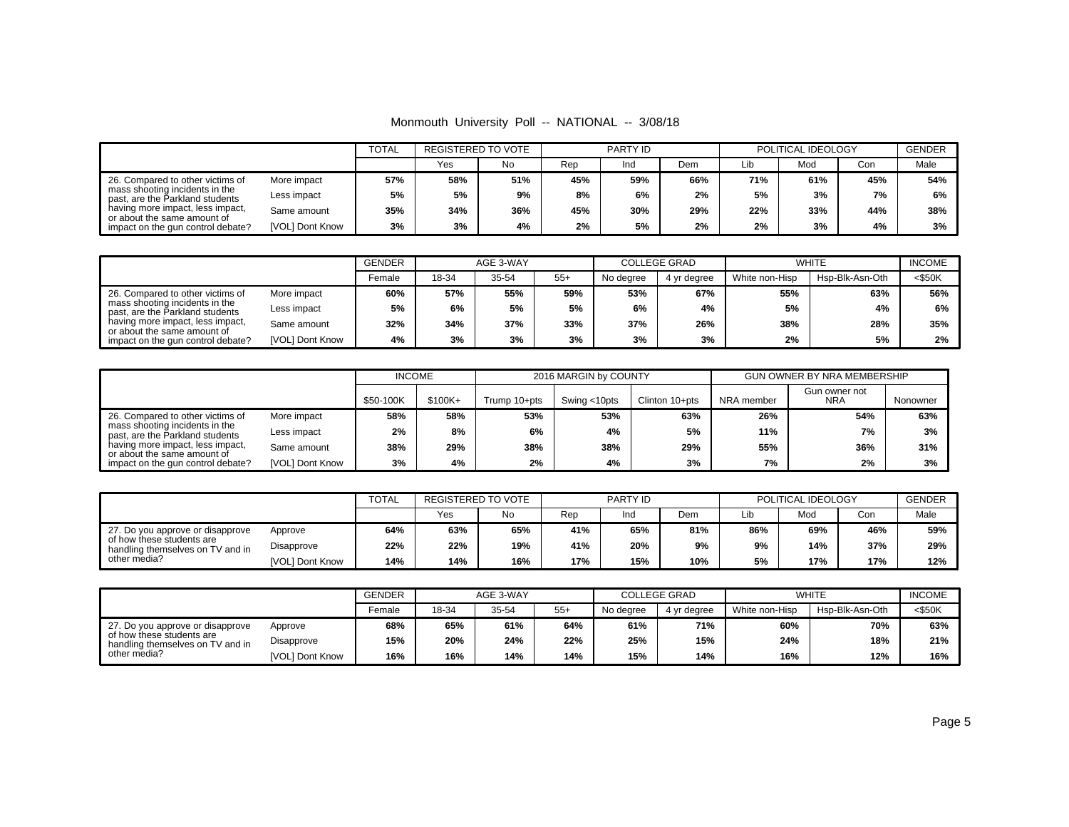Monmouth University Poll -- NATIONAL -- 3/08/18

| | | TOTAL | REGISTERED TO VOTE | | PARTY ID | | | POLITICAL IDEOLOGY | | | GENDER |
|---|---|---|---|---|---|---|---|---|---|---|---|
| | | | Yes | No | Rep | Ind | Dem | Lib | Mod | Con | Male |
| 26. Compared to other victims of mass shooting incidents in the past, are the Parkland students having more impact, less impact, or about the same amount of impact on the gun control debate? | More impact | 57% | 58% | 51% | 45% | 59% | 66% | 71% | 61% | 45% | 54% |
| | Less impact | 5% | 5% | 9% | 8% | 6% | 2% | 5% | 3% | 7% | 6% |
| | Same amount | 35% | 34% | 36% | 45% | 30% | 29% | 22% | 33% | 44% | 38% |
| | [VOL] Dont Know | 3% | 3% | 4% | 2% | 5% | 2% | 2% | 3% | 4% | 3% |

| | | GENDER | AGE 3-WAY | | | COLLEGE GRAD | | WHITE | | INCOME |
|---|---|---|---|---|---|---|---|---|---|---|
| | | Female | 18-34 | 35-54 | 55+ | No degree | 4 yr degree | White non-Hisp | Hsp-Blk-Asn-Oth | <$50K |
| 26. Compared to other victims of mass shooting incidents in the past, are the Parkland students having more impact, less impact, or about the same amount of impact on the gun control debate? | More impact | 60% | 57% | 55% | 59% | 53% | 67% | 55% | 63% | 56% |
| | Less impact | 5% | 6% | 5% | 5% | 6% | 4% | 5% | 4% | 6% |
| | Same amount | 32% | 34% | 37% | 33% | 37% | 26% | 38% | 28% | 35% |
| | [VOL] Dont Know | 4% | 3% | 3% | 3% | 3% | 3% | 2% | 5% | 2% |

| | | INCOME | | 2016 MARGIN by COUNTY | | | GUN OWNER BY NRA MEMBERSHIP | | |
|---|---|---|---|---|---|---|---|---|---|
| | | $50-100K | $100K+ | Trump 10+pts | Swing <10pts | Clinton 10+pts | NRA member | Gun owner not NRA | Nonowner |
| 26. Compared to other victims of mass shooting incidents in the past, are the Parkland students having more impact, less impact, or about the same amount of impact on the gun control debate? | More impact | 58% | 58% | 53% | 53% | 63% | 26% | 54% | 63% |
| | Less impact | 2% | 8% | 6% | 4% | 5% | 11% | 7% | 3% |
| | Same amount | 38% | 29% | 38% | 38% | 29% | 55% | 36% | 31% |
| | [VOL] Dont Know | 3% | 4% | 2% | 4% | 3% | 7% | 2% | 3% |

| | | TOTAL | REGISTERED TO VOTE | | PARTY ID | | | POLITICAL IDEOLOGY | | | GENDER |
|---|---|---|---|---|---|---|---|---|---|---|---|
| | | | Yes | No | Rep | Ind | Dem | Lib | Mod | Con | Male |
| 27. Do you approve or disapprove of how these students are handling themselves on TV and in other media? | Approve | 64% | 63% | 65% | 41% | 65% | 81% | 86% | 69% | 46% | 59% |
| | Disapprove | 22% | 22% | 19% | 41% | 20% | 9% | 9% | 14% | 37% | 29% |
| | [VOL] Dont Know | 14% | 14% | 16% | 17% | 15% | 10% | 5% | 17% | 17% | 12% |

| | | GENDER | AGE 3-WAY | | | COLLEGE GRAD | | WHITE | | INCOME |
|---|---|---|---|---|---|---|---|---|---|---|
| | | Female | 18-34 | 35-54 | 55+ | No degree | 4 yr degree | White non-Hisp | Hsp-Blk-Asn-Oth | <$50K |
| 27. Do you approve or disapprove of how these students are handling themselves on TV and in other media? | Approve | 68% | 65% | 61% | 64% | 61% | 71% | 60% | 70% | 63% |
| | Disapprove | 15% | 20% | 24% | 22% | 25% | 15% | 24% | 18% | 21% |
| | [VOL] Dont Know | 16% | 16% | 14% | 14% | 15% | 14% | 16% | 12% | 16% |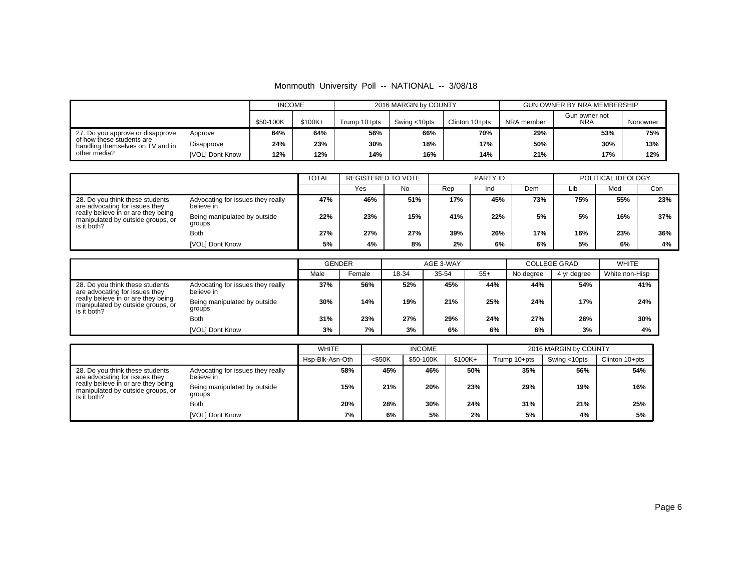Monmouth University Poll -- NATIONAL -- 3/08/18

| | | INCOME | | 2016 MARGIN by COUNTY | | | GUN OWNER BY NRA MEMBERSHIP | | |
|---|---|---|---|---|---|---|---|---|---|
| | | $50-100K | $100K+ | Trump 10+pts | Swing <10pts | Clinton 10+pts | NRA member | Gun owner not NRA | Nonowner |
| 27. Do you approve or disapprove of how these students are handling themselves on TV and in other media? | Approve | 64% | 64% | 56% | 66% | 70% | 29% | 53% | 75% |
| | Disapprove | 24% | 23% | 30% | 18% | 17% | 50% | 30% | 13% |
| | [VOL] Dont Know | 12% | 12% | 14% | 16% | 14% | 21% | 17% | 12% |

| | | TOTAL | REGISTERED TO VOTE | | PARTY ID | | | POLITICAL IDEOLOGY | | |
|---|---|---|---|---|---|---|---|---|---|---|
| | | | Yes | No | Rep | Ind | Dem | Lib | Mod | Con |
| 28. Do you think these students are advocating for issues they really believe in or are they being manipulated by outside groups, or is it both? | Advocating for issues they really believe in | 47% | 46% | 51% | 17% | 45% | 73% | 75% | 55% | 23% |
| | Being manipulated by outside groups | 22% | 23% | 15% | 41% | 22% | 5% | 5% | 16% | 37% |
| | Both | 27% | 27% | 27% | 39% | 26% | 17% | 16% | 23% | 36% |
| | [VOL] Dont Know | 5% | 4% | 8% | 2% | 6% | 6% | 5% | 6% | 4% |

| | | GENDER | | AGE 3-WAY | | | COLLEGE GRAD | | WHITE |
|---|---|---|---|---|---|---|---|---|---|
| | | Male | Female | 18-34 | 35-54 | 55+ | No degree | 4 yr degree | White non-Hisp |
| 28. Do you think these students are advocating for issues they really believe in or are they being manipulated by outside groups, or is it both? | Advocating for issues they really believe in | 37% | 56% | 52% | 45% | 44% | 44% | 54% | 41% |
| | Being manipulated by outside groups | 30% | 14% | 19% | 21% | 25% | 24% | 17% | 24% |
| | Both | 31% | 23% | 27% | 29% | 24% | 27% | 26% | 30% |
| | [VOL] Dont Know | 3% | 7% | 3% | 6% | 6% | 6% | 3% | 4% |

| | | WHITE | INCOME | | | 2016 MARGIN by COUNTY | | |
|---|---|---|---|---|---|---|---|---|
| | | Hsp-Blk-Asn-Oth | <$50K | $50-100K | $100K+ | Trump 10+pts | Swing <10pts | Clinton 10+pts |
| 28. Do you think these students are advocating for issues they really believe in or are they being manipulated by outside groups, or is it both? | Advocating for issues they really believe in | 58% | 45% | 46% | 50% | 35% | 56% | 54% |
| | Being manipulated by outside groups | 15% | 21% | 20% | 23% | 29% | 19% | 16% |
| | Both | 20% | 28% | 30% | 24% | 31% | 21% | 25% |
| | [VOL] Dont Know | 7% | 6% | 5% | 2% | 5% | 4% | 5% |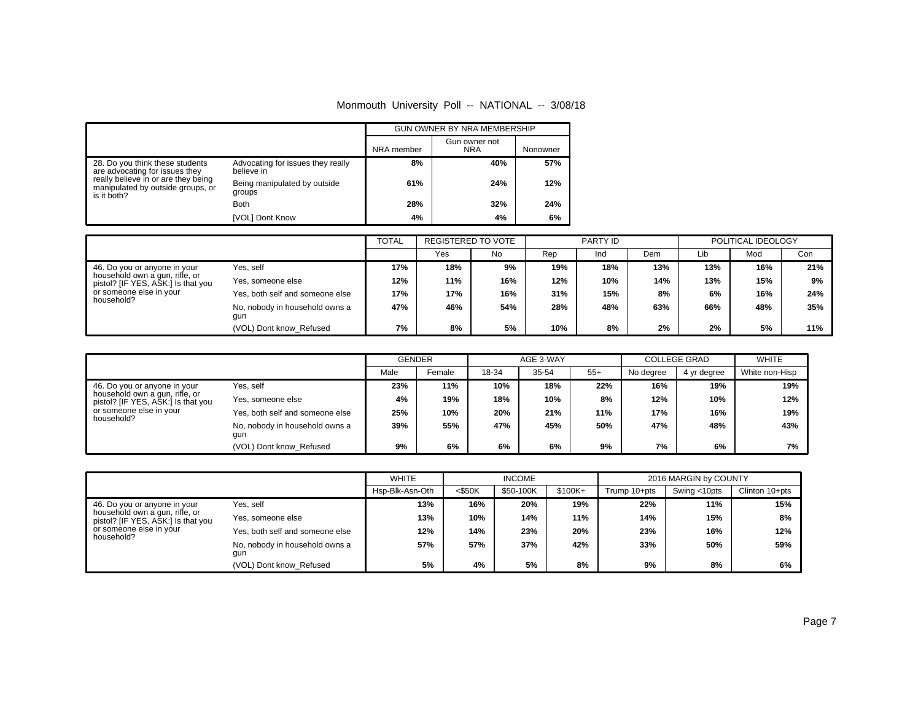Monmouth University Poll -- NATIONAL -- 3/08/18

| | | GUN OWNER BY NRA MEMBERSHIP | | |
|---|---|---|---|---|
| | | NRA member | Gun owner not NRA | Nonowner |
| 28. Do you think these students are advocating for issues they really believe in or are they being manipulated by outside groups, or is it both? | Advocating for issues they really believe in | 8% | 40% | 57% |
| | Being manipulated by outside groups | 61% | 24% | 12% |
| | Both | 28% | 32% | 24% |
| | [VOL] Dont Know | 4% | 4% | 6% |

| | | TOTAL | REGISTERED TO VOTE | | PARTY ID | | | POLITICAL IDEOLOGY | | |
|---|---|---|---|---|---|---|---|---|---|---|
| | | | Yes | No | Rep | Ind | Dem | Lib | Mod | Con |
| 46. Do you or anyone in your household own a gun, rifle, or pistol? [IF YES, ASK:] Is that you or someone else in your household? | Yes, self | 17% | 18% | 9% | 19% | 18% | 13% | 13% | 16% | 21% |
| | Yes, someone else | 12% | 11% | 16% | 12% | 10% | 14% | 13% | 15% | 9% |
| | Yes, both self and someone else | 17% | 17% | 16% | 31% | 15% | 8% | 6% | 16% | 24% |
| | No, nobody in household owns a gun | 47% | 46% | 54% | 28% | 48% | 63% | 66% | 48% | 35% |
| | (VOL) Dont know_Refused | 7% | 8% | 5% | 10% | 8% | 2% | 2% | 5% | 11% |

| | | GENDER | | AGE 3-WAY | | | COLLEGE GRAD | | WHITE |
|---|---|---|---|---|---|---|---|---|---|
| | | Male | Female | 18-34 | 35-54 | 55+ | No degree | 4 yr degree | White non-Hisp |
| 46. Do you or anyone in your household own a gun, rifle, or pistol? [IF YES, ASK:] Is that you or someone else in your household? | Yes, self | 23% | 11% | 10% | 18% | 22% | 16% | 19% | 19% |
| | Yes, someone else | 4% | 19% | 18% | 10% | 8% | 12% | 10% | 12% |
| | Yes, both self and someone else | 25% | 10% | 20% | 21% | 11% | 17% | 16% | 19% |
| | No, nobody in household owns a gun | 39% | 55% | 47% | 45% | 50% | 47% | 48% | 43% |
| | (VOL) Dont know_Refused | 9% | 6% | 6% | 6% | 9% | 7% | 6% | 7% |

| | | WHITE | INCOME | | | 2016 MARGIN by COUNTY | | |
|---|---|---|---|---|---|---|---|---|
| | | Hsp-Blk-Asn-Oth | <$50K | $50-100K | $100K+ | Trump 10+pts | Swing <10pts | Clinton 10+pts |
| 46. Do you or anyone in your household own a gun, rifle, or pistol? [IF YES, ASK:] Is that you or someone else in your household? | Yes, self | 13% | 16% | 20% | 19% | 22% | 11% | 15% |
| | Yes, someone else | 13% | 10% | 14% | 11% | 14% | 15% | 8% |
| | Yes, both self and someone else | 12% | 14% | 23% | 20% | 23% | 16% | 12% |
| | No, nobody in household owns a gun | 57% | 57% | 37% | 42% | 33% | 50% | 59% |
| | (VOL) Dont know_Refused | 5% | 4% | 5% | 8% | 9% | 8% | 6% |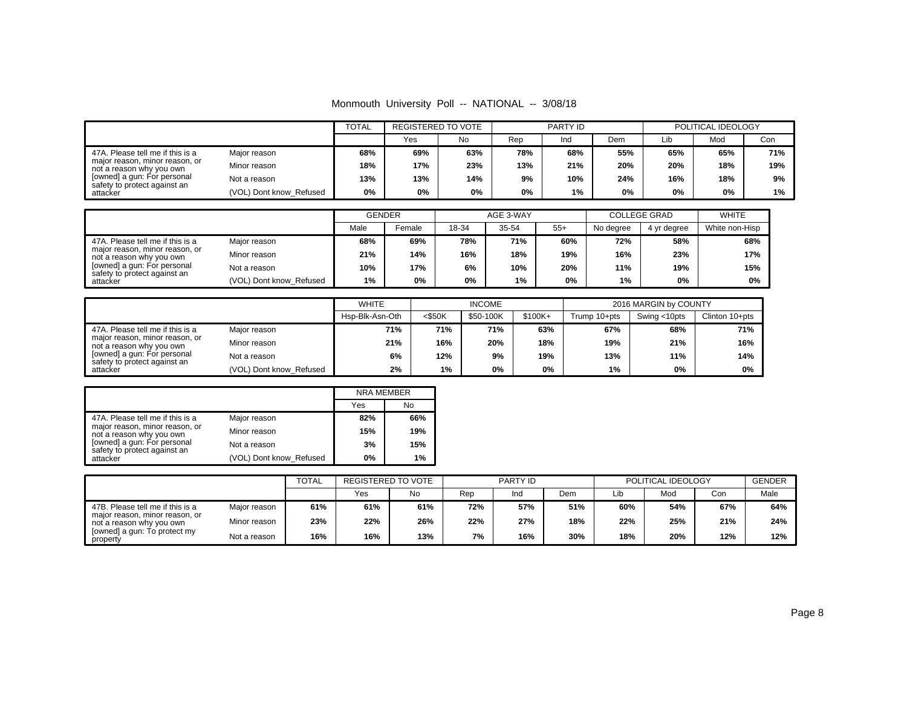Monmouth University Poll -- NATIONAL -- 3/08/18

| | | TOTAL | REGISTERED TO VOTE | | PARTY ID | | | POLITICAL IDEOLOGY | | |
|---|---|---|---|---|---|---|---|---|---|---|
| | | | Yes | No | Rep | Ind | Dem | Lib | Mod | Con |
| 47A. Please tell me if this is a major reason, minor reason, or not a reason why you own [owned] a gun: For personal safety to protect against an attacker | Major reason | 68% | 69% | 63% | 78% | 68% | 55% | 65% | 65% | 71% |
| | Minor reason | 18% | 17% | 23% | 13% | 21% | 20% | 20% | 18% | 19% |
| | Not a reason | 13% | 13% | 14% | 9% | 10% | 24% | 16% | 18% | 9% |
| | (VOL) Dont know_Refused | 0% | 0% | 0% | 0% | 1% | 0% | 0% | 0% | 1% |

| | | GENDER | | AGE 3-WAY | | | COLLEGE GRAD | | WHITE |
|---|---|---|---|---|---|---|---|---|---|
| | | Male | Female | 18-34 | 35-54 | 55+ | No degree | 4 yr degree | White non-Hisp |
| 47A. Please tell me if this is a major reason, minor reason, or not a reason why you own [owned] a gun: For personal safety to protect against an attacker | Major reason | 68% | 69% | 78% | 71% | 60% | 72% | 58% | 68% |
| | Minor reason | 21% | 14% | 16% | 18% | 19% | 16% | 23% | 17% |
| | Not a reason | 10% | 17% | 6% | 10% | 20% | 11% | 19% | 15% |
| | (VOL) Dont know_Refused | 1% | 0% | 0% | 1% | 0% | 1% | 0% | 0% |

| | | WHITE | INCOME | | | 2016 MARGIN by COUNTY | | |
|---|---|---|---|---|---|---|---|---|
| | | Hsp-Blk-Asn-Oth | <$50K | $50-100K | $100K+ | Trump 10+pts | Swing <10pts | Clinton 10+pts |
| 47A. Please tell me if this is a major reason, minor reason, or not a reason why you own [owned] a gun: For personal safety to protect against an attacker | Major reason | 71% | 71% | 71% | 63% | 67% | 68% | 71% |
| | Minor reason | 21% | 16% | 20% | 18% | 19% | 21% | 16% |
| | Not a reason | 6% | 12% | 9% | 19% | 13% | 11% | 14% |
| | (VOL) Dont know_Refused | 2% | 1% | 0% | 0% | 1% | 0% | 0% |

| | | NRA MEMBER | |
|---|---|---|---|
| | | Yes | No |
| 47A. Please tell me if this is a major reason, minor reason, or not a reason why you own [owned] a gun: For personal safety to protect against an attacker | Major reason | 82% | 66% |
| | Minor reason | 15% | 19% |
| | Not a reason | 3% | 15% |
| | (VOL) Dont know_Refused | 0% | 1% |

| | | TOTAL | REGISTERED TO VOTE | | PARTY ID | | | POLITICAL IDEOLOGY | | | GENDER |
|---|---|---|---|---|---|---|---|---|---|---|---|
| | | | Yes | No | Rep | Ind | Dem | Lib | Mod | Con | Male |
| 47B. Please tell me if this is a major reason, minor reason, or not a reason why you own [owned] a gun: To protect my property | Major reason | 61% | 61% | 61% | 72% | 57% | 51% | 60% | 54% | 67% | 64% |
| | Minor reason | 23% | 22% | 26% | 22% | 27% | 18% | 22% | 25% | 21% | 24% |
| | Not a reason | 16% | 16% | 13% | 7% | 16% | 30% | 18% | 20% | 12% | 12% |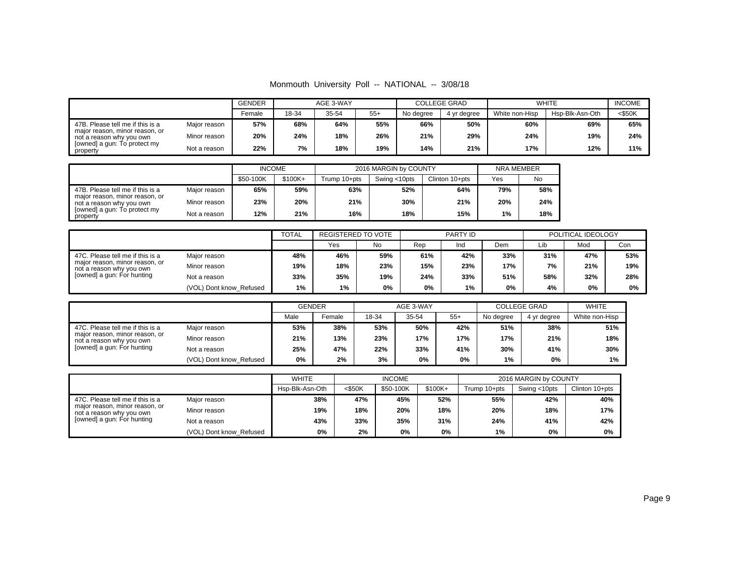Monmouth University Poll -- NATIONAL -- 3/08/18

| | | GENDER | AGE 3-WAY | | | COLLEGE GRAD | | WHITE | | INCOME |
|---|---|---|---|---|---|---|---|---|---|---|
| | | Female | 18-34 | 35-54 | 55+ | No degree | 4 yr degree | White non-Hisp | Hsp-Blk-Asn-Oth | <$50K |
| 47B. Please tell me if this is a major reason, minor reason, or not a reason why you own [owned] a gun: To protect my property | Major reason | 57% | 68% | 64% | 55% | 66% | 50% | 60% | 69% | 65% |
| | Minor reason | 20% | 24% | 18% | 26% | 21% | 29% | 24% | 19% | 24% |
| | Not a reason | 22% | 7% | 18% | 19% | 14% | 21% | 17% | 12% | 11% |

| | | INCOME | | 2016 MARGIN by COUNTY | | | NRA MEMBER | |
|---|---|---|---|---|---|---|---|---|
| | | $50-100K | $100K+ | Trump 10+pts | Swing <10pts | Clinton 10+pts | Yes | No |
| 47B. Please tell me if this is a major reason, minor reason, or not a reason why you own [owned] a gun: To protect my property | Major reason | 65% | 59% | 63% | 52% | 64% | 79% | 58% |
| | Minor reason | 23% | 20% | 21% | 30% | 21% | 20% | 24% |
| | Not a reason | 12% | 21% | 16% | 18% | 15% | 1% | 18% |

| | | TOTAL | REGISTERED TO VOTE | | PARTY ID | | | POLITICAL IDEOLOGY | | |
|---|---|---|---|---|---|---|---|---|---|---|
| | | | Yes | No | Rep | Ind | Dem | Lib | Mod | Con |
| 47C. Please tell me if this is a major reason, minor reason, or not a reason why you own [owned] a gun: For hunting | Major reason | 48% | 46% | 59% | 61% | 42% | 33% | 31% | 47% | 53% |
| | Minor reason | 19% | 18% | 23% | 15% | 23% | 17% | 7% | 21% | 19% |
| | Not a reason | 33% | 35% | 19% | 24% | 33% | 51% | 58% | 32% | 28% |
| | (VOL) Dont know_Refused | 1% | 1% | 0% | 0% | 1% | 0% | 4% | 0% | 0% |

| | | GENDER | | AGE 3-WAY | | | COLLEGE GRAD | | WHITE |
|---|---|---|---|---|---|---|---|---|---|
| | | Male | Female | 18-34 | 35-54 | 55+ | No degree | 4 yr degree | White non-Hisp |
| 47C. Please tell me if this is a major reason, minor reason, or not a reason why you own [owned] a gun: For hunting | Major reason | 53% | 38% | 53% | 50% | 42% | 51% | 38% | 51% |
| | Minor reason | 21% | 13% | 23% | 17% | 17% | 17% | 21% | 18% |
| | Not a reason | 25% | 47% | 22% | 33% | 41% | 30% | 41% | 30% |
| | (VOL) Dont know_Refused | 0% | 2% | 3% | 0% | 0% | 1% | 0% | 1% |

| | | WHITE | INCOME | | | 2016 MARGIN by COUNTY | | |
|---|---|---|---|---|---|---|---|---|
| | | Hsp-Blk-Asn-Oth | <$50K | $50-100K | $100K+ | Trump 10+pts | Swing <10pts | Clinton 10+pts |
| 47C. Please tell me if this is a major reason, minor reason, or not a reason why you own [owned] a gun: For hunting | Major reason | 38% | 47% | 45% | 52% | 55% | 42% | 40% |
| | Minor reason | 19% | 18% | 20% | 18% | 20% | 18% | 17% |
| | Not a reason | 43% | 33% | 35% | 31% | 24% | 41% | 42% |
| | (VOL) Dont know_Refused | 0% | 2% | 0% | 0% | 1% | 0% | 0% |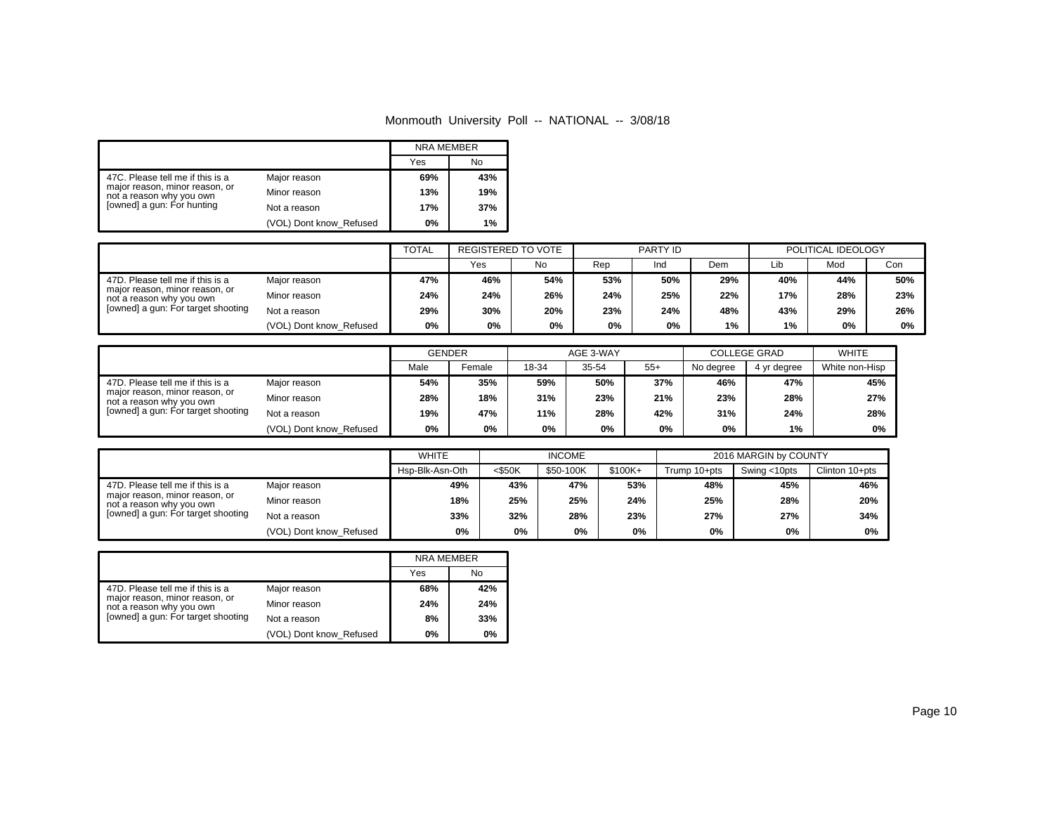Monmouth University Poll -- NATIONAL -- 3/08/18

| | | NRA MEMBER | |
|---|---|---|---|
| | | Yes | No |
| 47C. Please tell me if this is a major reason, minor reason, or not a reason why you own [owned] a gun: For hunting | Major reason | 69% | 43% |
| | Minor reason | 13% | 19% |
| | Not a reason | 17% | 37% |
| | (VOL) Dont know_Refused | 0% | 1% |

| | | TOTAL | REGISTERED TO VOTE | | PARTY ID | | | POLITICAL IDEOLOGY | | |
|---|---|---|---|---|---|---|---|---|---|---|
| | | | Yes | No | Rep | Ind | Dem | Lib | Mod | Con |
| 47D. Please tell me if this is a major reason, minor reason, or not a reason why you own [owned] a gun: For target shooting | Major reason | 47% | 46% | 54% | 53% | 50% | 29% | 40% | 44% | 50% |
| | Minor reason | 24% | 24% | 26% | 24% | 25% | 22% | 17% | 28% | 23% |
| | Not a reason | 29% | 30% | 20% | 23% | 24% | 48% | 43% | 29% | 26% |
| | (VOL) Dont know_Refused | 0% | 0% | 0% | 0% | 0% | 1% | 1% | 0% | 0% |

| | | GENDER | | AGE 3-WAY | | | COLLEGE GRAD | | WHITE |
|---|---|---|---|---|---|---|---|---|---|
| | | Male | Female | 18-34 | 35-54 | 55+ | No degree | 4 yr degree | White non-Hisp |
| 47D. Please tell me if this is a major reason, minor reason, or not a reason why you own [owned] a gun: For target shooting | Major reason | 54% | 35% | 59% | 50% | 37% | 46% | 47% | 45% |
| | Minor reason | 28% | 18% | 31% | 23% | 21% | 23% | 28% | 27% |
| | Not a reason | 19% | 47% | 11% | 28% | 42% | 31% | 24% | 28% |
| | (VOL) Dont know_Refused | 0% | 0% | 0% | 0% | 0% | 0% | 1% | 0% |

| | | WHITE | INCOME | | | 2016 MARGIN by COUNTY | | |
|---|---|---|---|---|---|---|---|---|
| | | Hsp-Blk-Asn-Oth | <$50K | $50-100K | $100K+ | Trump 10+pts | Swing <10pts | Clinton 10+pts |
| 47D. Please tell me if this is a major reason, minor reason, or not a reason why you own [owned] a gun: For target shooting | Major reason | 49% | 43% | 47% | 53% | 48% | 45% | 46% |
| | Minor reason | 18% | 25% | 25% | 24% | 25% | 28% | 20% |
| | Not a reason | 33% | 32% | 28% | 23% | 27% | 27% | 34% |
| | (VOL) Dont know_Refused | 0% | 0% | 0% | 0% | 0% | 0% | 0% |

| | | NRA MEMBER | |
|---|---|---|---|
| | | Yes | No |
| 47D. Please tell me if this is a major reason, minor reason, or not a reason why you own [owned] a gun: For target shooting | Major reason | 68% | 42% |
| | Minor reason | 24% | 24% |
| | Not a reason | 8% | 33% |
| | (VOL) Dont know_Refused | 0% | 0% |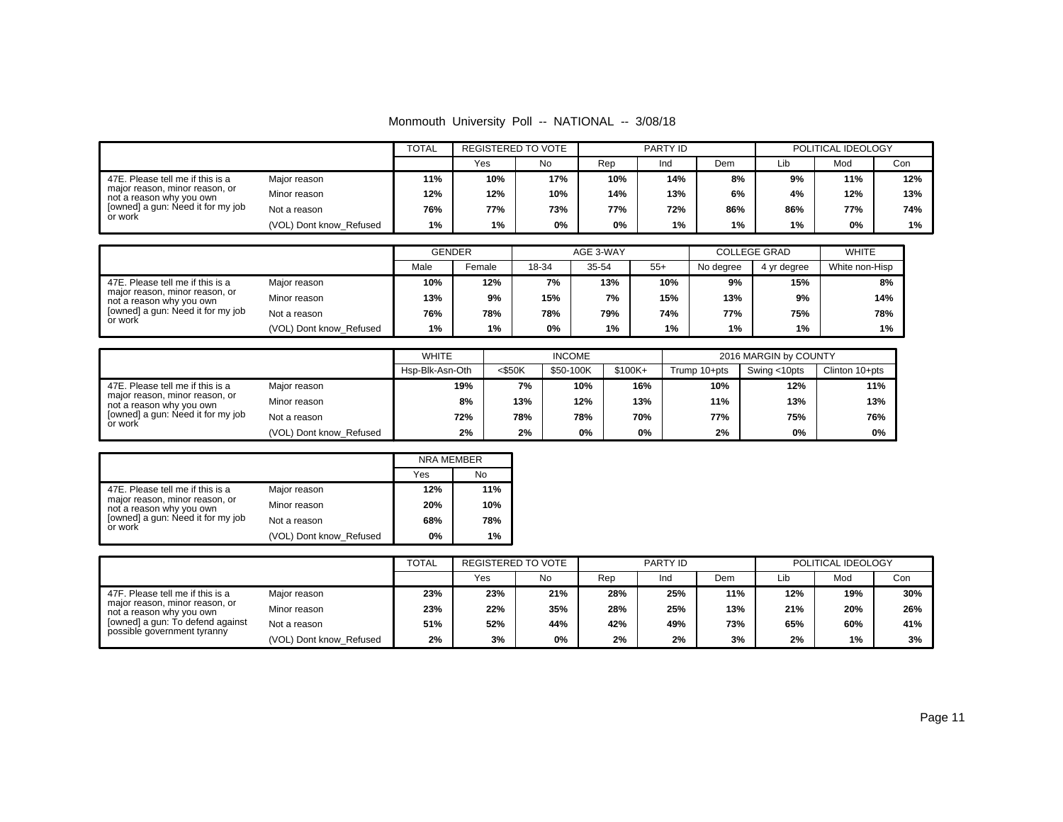Monmouth University Poll -- NATIONAL -- 3/08/18

| | | TOTAL | REGISTERED TO VOTE | | PARTY ID | | | POLITICAL IDEOLOGY | | |
|---|---|---|---|---|---|---|---|---|---|---|
| | | | Yes | No | Rep | Ind | Dem | Lib | Mod | Con |
| 47E. Please tell me if this is a major reason, minor reason, or not a reason why you own [owned] a gun: Need it for my job or work | Major reason | 11% | 10% | 17% | 10% | 14% | 8% | 9% | 11% | 12% |
| | Minor reason | 12% | 12% | 10% | 14% | 13% | 6% | 4% | 12% | 13% |
| | Not a reason | 76% | 77% | 73% | 77% | 72% | 86% | 86% | 77% | 74% |
| | (VOL) Dont know_Refused | 1% | 1% | 0% | 0% | 1% | 1% | 1% | 0% | 1% |

| | | GENDER | | AGE 3-WAY | | | COLLEGE GRAD | | WHITE |
|---|---|---|---|---|---|---|---|---|---|
| | | Male | Female | 18-34 | 35-54 | 55+ | No degree | 4 yr degree | White non-Hisp |
| 47E. Please tell me if this is a major reason, minor reason, or not a reason why you own [owned] a gun: Need it for my job or work | Major reason | 10% | 12% | 7% | 13% | 10% | 9% | 15% | 8% |
| | Minor reason | 13% | 9% | 15% | 7% | 15% | 13% | 9% | 14% |
| | Not a reason | 76% | 78% | 78% | 79% | 74% | 77% | 75% | 78% |
| | (VOL) Dont know_Refused | 1% | 1% | 0% | 1% | 1% | 1% | 1% | 1% |

| | | WHITE | INCOME | | | 2016 MARGIN by COUNTY | | |
|---|---|---|---|---|---|---|---|---|
| | | Hsp-Blk-Asn-Oth | <$50K | $50-100K | $100K+ | Trump 10+pts | Swing <10pts | Clinton 10+pts |
| 47E. Please tell me if this is a major reason, minor reason, or not a reason why you own [owned] a gun: Need it for my job or work | Major reason | 19% | 7% | 10% | 16% | 10% | 12% | 11% |
| | Minor reason | 8% | 13% | 12% | 13% | 11% | 13% | 13% |
| | Not a reason | 72% | 78% | 78% | 70% | 77% | 75% | 76% |
| | (VOL) Dont know_Refused | 2% | 2% | 0% | 0% | 2% | 0% | 0% |

| | | NRA MEMBER | |
|---|---|---|---|
| | | Yes | No |
| 47E. Please tell me if this is a major reason, minor reason, or not a reason why you own [owned] a gun: Need it for my job or work | Major reason | 12% | 11% |
| | Minor reason | 20% | 10% |
| | Not a reason | 68% | 78% |
| | (VOL) Dont know_Refused | 0% | 1% |

| | | TOTAL | REGISTERED TO VOTE | | PARTY ID | | | POLITICAL IDEOLOGY | | |
|---|---|---|---|---|---|---|---|---|---|---|
| | | | Yes | No | Rep | Ind | Dem | Lib | Mod | Con |
| 47F. Please tell me if this is a major reason, minor reason, or not a reason why you own [owned] a gun: To defend against possible government tyranny | Major reason | 23% | 23% | 21% | 28% | 25% | 11% | 12% | 19% | 30% |
| | Minor reason | 23% | 22% | 35% | 28% | 25% | 13% | 21% | 20% | 26% |
| | Not a reason | 51% | 52% | 44% | 42% | 49% | 73% | 65% | 60% | 41% |
| | (VOL) Dont know_Refused | 2% | 3% | 0% | 2% | 2% | 3% | 2% | 1% | 3% |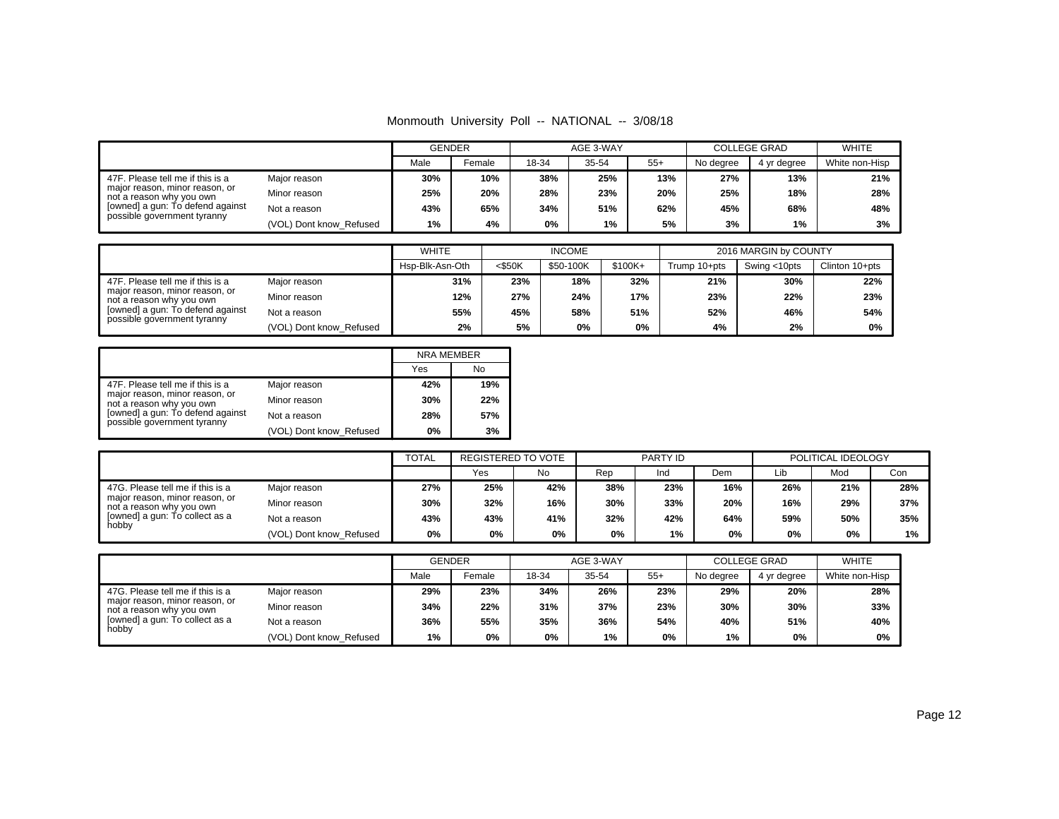Monmouth University Poll -- NATIONAL -- 3/08/18

| | | GENDER | | AGE 3-WAY | | | COLLEGE GRAD | | WHITE |
|---|---|---|---|---|---|---|---|---|---|
| | | Male | Female | 18-34 | 35-54 | 55+ | No degree | 4 yr degree | White non-Hisp |
| 47F. Please tell me if this is a major reason, minor reason, or not a reason why you own [owned] a gun: To defend against possible government tyranny | Major reason | 30% | 10% | 38% | 25% | 13% | 27% | 13% | 21% |
| | Minor reason | 25% | 20% | 28% | 23% | 20% | 25% | 18% | 28% |
| | Not a reason | 43% | 65% | 34% | 51% | 62% | 45% | 68% | 48% |
| | (VOL) Dont know_Refused | 1% | 4% | 0% | 1% | 5% | 3% | 1% | 3% |

| | | WHITE | INCOME | | | 2016 MARGIN by COUNTY | | |
|---|---|---|---|---|---|---|---|---|
| | | Hsp-Blk-Asn-Oth | <$50K | $50-100K | $100K+ | Trump 10+pts | Swing <10pts | Clinton 10+pts |
| 47F. Please tell me if this is a major reason, minor reason, or not a reason why you own [owned] a gun: To defend against possible government tyranny | Major reason | 31% | 23% | 18% | 32% | 21% | 30% | 22% |
| | Minor reason | 12% | 27% | 24% | 17% | 23% | 22% | 23% |
| | Not a reason | 55% | 45% | 58% | 51% | 52% | 46% | 54% |
| | (VOL) Dont know_Refused | 2% | 5% | 0% | 0% | 4% | 2% | 0% |

| | | NRA MEMBER | |
|---|---|---|---|
| | | Yes | No |
| 47F. Please tell me if this is a major reason, minor reason, or not a reason why you own [owned] a gun: To defend against possible government tyranny | Major reason | 42% | 19% |
| | Minor reason | 30% | 22% |
| | Not a reason | 28% | 57% |
| | (VOL) Dont know_Refused | 0% | 3% |

| | | TOTAL | REGISTERED TO VOTE | | PARTY ID | | | POLITICAL IDEOLOGY | | |
|---|---|---|---|---|---|---|---|---|---|---|
| | | | Yes | No | Rep | Ind | Dem | Lib | Mod | Con |
| 47G. Please tell me if this is a major reason, minor reason, or not a reason why you own [owned] a gun: To collect as a hobby | Major reason | 27% | 25% | 42% | 38% | 23% | 16% | 26% | 21% | 28% |
| | Minor reason | 30% | 32% | 16% | 30% | 33% | 20% | 16% | 29% | 37% |
| | Not a reason | 43% | 43% | 41% | 32% | 42% | 64% | 59% | 50% | 35% |
| | (VOL) Dont know_Refused | 0% | 0% | 0% | 0% | 1% | 0% | 0% | 0% | 1% |

| | | GENDER | | AGE 3-WAY | | | COLLEGE GRAD | | WHITE |
|---|---|---|---|---|---|---|---|---|---|
| | | Male | Female | 18-34 | 35-54 | 55+ | No degree | 4 yr degree | White non-Hisp |
| 47G. Please tell me if this is a major reason, minor reason, or not a reason why you own [owned] a gun: To collect as a hobby | Major reason | 29% | 23% | 34% | 26% | 23% | 29% | 20% | 28% |
| | Minor reason | 34% | 22% | 31% | 37% | 23% | 30% | 30% | 33% |
| | Not a reason | 36% | 55% | 35% | 36% | 54% | 40% | 51% | 40% |
| | (VOL) Dont know_Refused | 1% | 0% | 0% | 1% | 0% | 1% | 0% | 0% |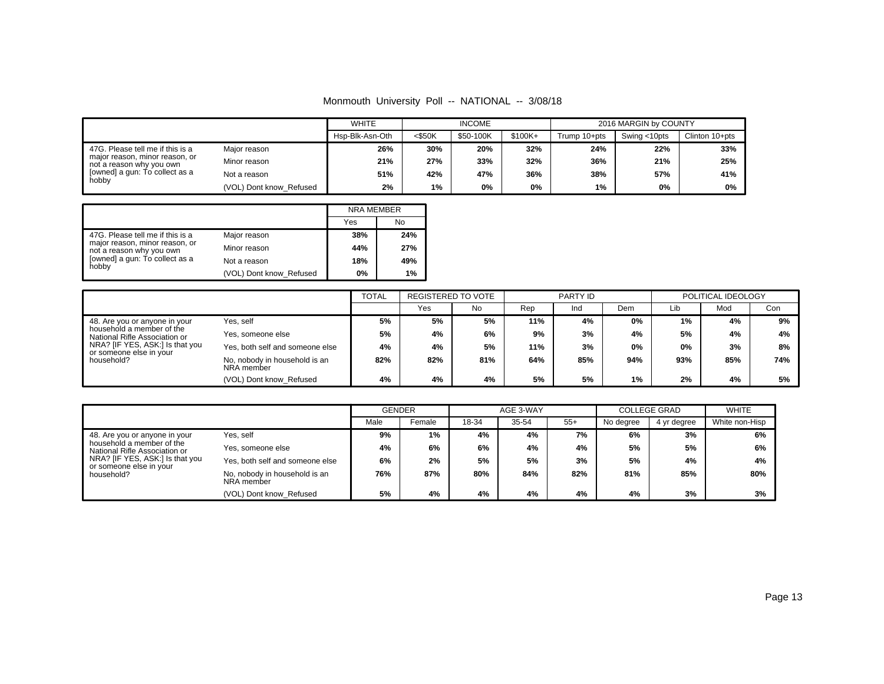Monmouth University Poll -- NATIONAL -- 3/08/18

| | | WHITE | INCOME | | | 2016 MARGIN by COUNTY | | |
|---|---|---|---|---|---|---|---|---|
| | | Hsp-Blk-Asn-Oth | <$50K | $50-100K | $100K+ | Trump 10+pts | Swing <10pts | Clinton 10+pts |
| 47G. Please tell me if this is a major reason, minor reason, or not a reason why you own [owned] a gun: To collect as a hobby | Major reason | 26% | 30% | 20% | 32% | 24% | 22% | 33% |
| | Minor reason | 21% | 27% | 33% | 32% | 36% | 21% | 25% |
| | Not a reason | 51% | 42% | 47% | 36% | 38% | 57% | 41% |
| | (VOL) Dont know_Refused | 2% | 1% | 0% | 0% | 1% | 0% | 0% |

| | | NRA MEMBER | |
|---|---|---|---|
| | | Yes | No |
| 47G. Please tell me if this is a major reason, minor reason, or not a reason why you own [owned] a gun: To collect as a hobby | Major reason | 38% | 24% |
| | Minor reason | 44% | 27% |
| | Not a reason | 18% | 49% |
| | (VOL) Dont know_Refused | 0% | 1% |

| | | TOTAL | REGISTERED TO VOTE | | PARTY ID | | | POLITICAL IDEOLOGY | | |
|---|---|---|---|---|---|---|---|---|---|---|
| | | | Yes | No | Rep | Ind | Dem | Lib | Mod | Con |
| 48. Are you or anyone in your household a member of the National Rifle Association or NRA? [IF YES, ASK:] Is that you or someone else in your household? | Yes, self | 5% | 5% | 5% | 11% | 4% | 0% | 1% | 4% | 9% |
| | Yes, someone else | 5% | 4% | 6% | 9% | 3% | 4% | 5% | 4% | 4% |
| | Yes, both self and someone else | 4% | 4% | 5% | 11% | 3% | 0% | 0% | 3% | 8% |
| | No, nobody in household is an NRA member | 82% | 82% | 81% | 64% | 85% | 94% | 93% | 85% | 74% |
| | (VOL) Dont know_Refused | 4% | 4% | 4% | 5% | 5% | 1% | 2% | 4% | 5% |

| | | GENDER | | AGE 3-WAY | | | COLLEGE GRAD | | WHITE |
|---|---|---|---|---|---|---|---|---|---|
| | | Male | Female | 18-34 | 35-54 | 55+ | No degree | 4 yr degree | White non-Hisp |
| 48. Are you or anyone in your household a member of the National Rifle Association or NRA? [IF YES, ASK:] Is that you or someone else in your household? | Yes, self | 9% | 1% | 4% | 4% | 7% | 6% | 3% | 6% |
| | Yes, someone else | 4% | 6% | 6% | 4% | 4% | 5% | 5% | 6% |
| | Yes, both self and someone else | 6% | 2% | 5% | 5% | 3% | 5% | 4% | 4% |
| | No, nobody in household is an NRA member | 76% | 87% | 80% | 84% | 82% | 81% | 85% | 80% |
| | (VOL) Dont know_Refused | 5% | 4% | 4% | 4% | 4% | 4% | 3% | 3% |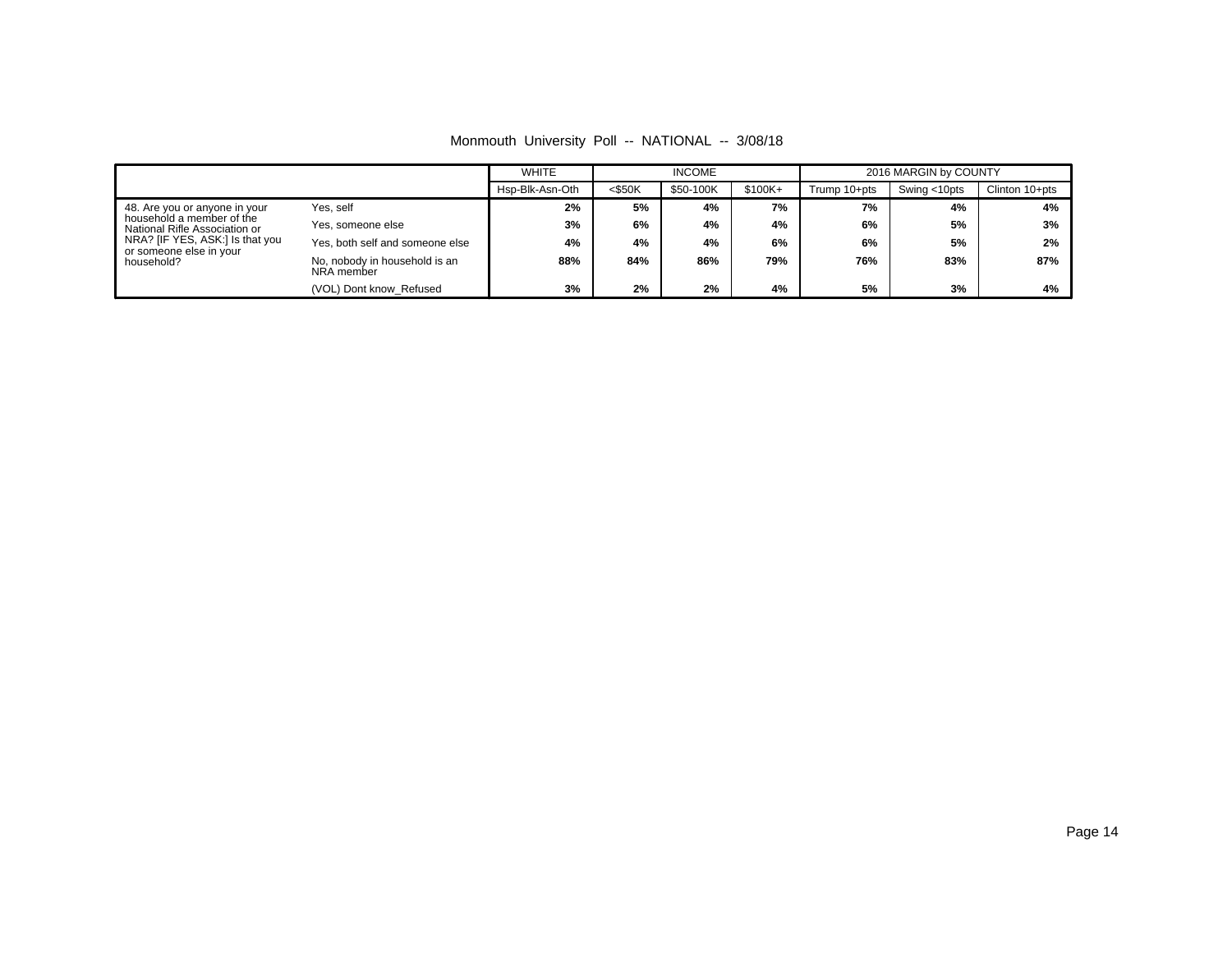Monmouth University Poll -- NATIONAL -- 3/08/18

| | | WHITE | INCOME | | | 2016 MARGIN by COUNTY | | |
|---|---|---|---|---|---|---|---|---|
| | | Hsp-Blk-Asn-Oth | <$50K | $50-100K | $100K+ | Trump 10+pts | Swing <10pts | Clinton 10+pts |
| 48. Are you or anyone in your household a member of the National Rifle Association or NRA? [IF YES, ASK:] Is that you or someone else in your household? | Yes, self | **2%** | **5%** | **4%** | **7%** | **7%** | **4%** | **4%** |
| | Yes, someone else | **3%** | **6%** | **4%** | **4%** | **6%** | **5%** | **3%** |
| | Yes, both self and someone else | **4%** | **4%** | **4%** | **6%** | **6%** | **5%** | **2%** |
| | No, nobody in household is an NRA member | **88%** | **84%** | **86%** | **79%** | **76%** | **83%** | **87%** |
| | (VOL) Dont know_Refused | **3%** | **2%** | **2%** | **4%** | **5%** | **3%** | **4%** |